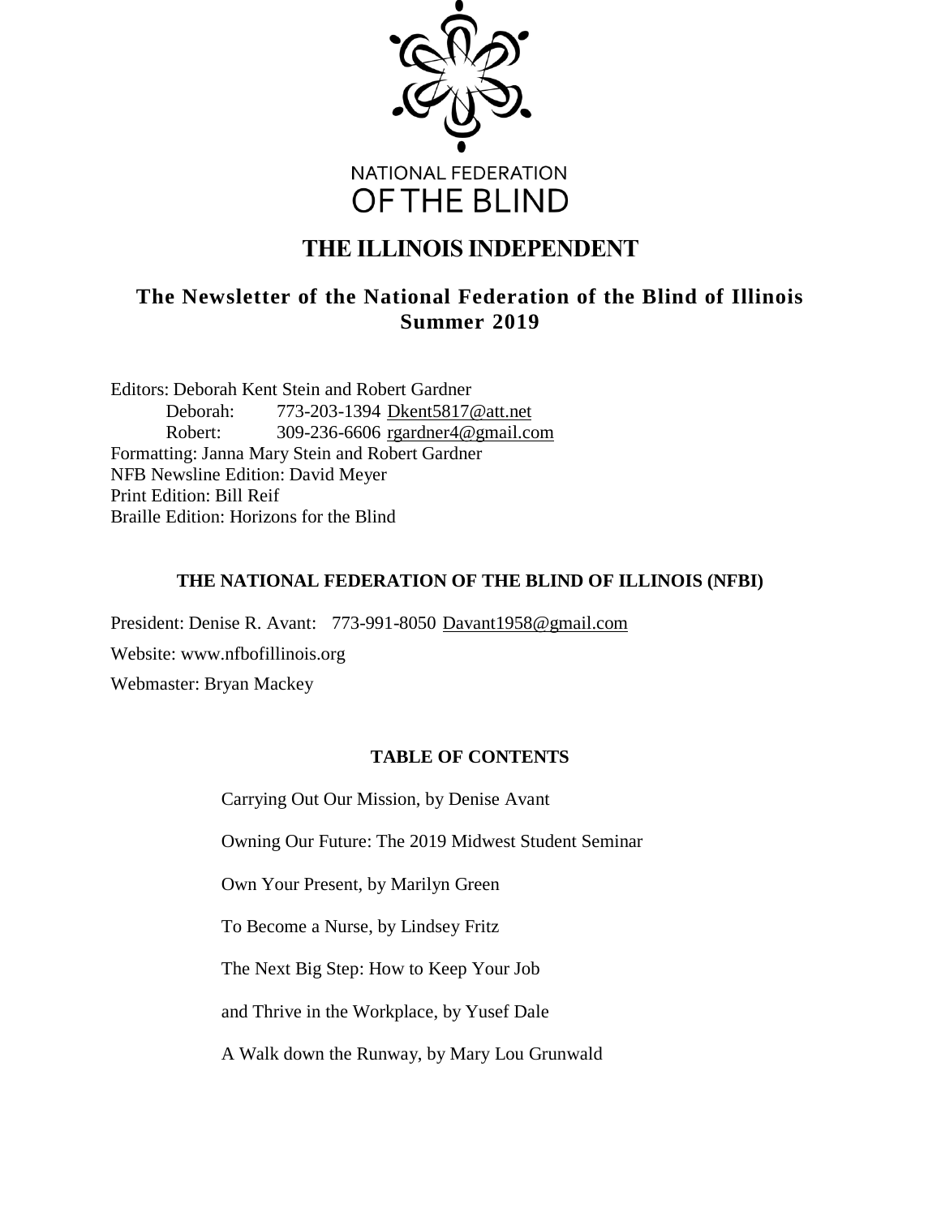NATIONAL FEDERATION OF THE BLIND

# THE ILLINOIS INDEPENDENT

## The Newsletter of the National Federation of the Blind of Illinois
## Summer 2019

Editors: Deborah Kent Stein and Robert Gardner
Deborah: 773-203-1394 Dkent5817@att.net
Robert: 309-236-6606 rgardner4@gmail.com
Formatting: Janna Mary Stein and Robert Gardner
NFB Newsline Edition: David Meyer
Print Edition: Bill Reif
Braille Edition: Horizons for the Blind

### THE NATIONAL FEDERATION OF THE BLIND OF ILLINOIS (NFBI)

President: Denise R. Avant: 773-991-8050 Davant1958@gmail.com

Website: www.nfbofillinois.org

Webmaster: Bryan Mackey

### TABLE OF CONTENTS

Carrying Out Our Mission, by Denise Avant

Owning Our Future: The 2019 Midwest Student Seminar

Own Your Present, by Marilyn Green

To Become a Nurse, by Lindsey Fritz

The Next Big Step: How to Keep Your Job

and Thrive in the Workplace, by Yusef Dale

A Walk down the Runway, by Mary Lou Grunwald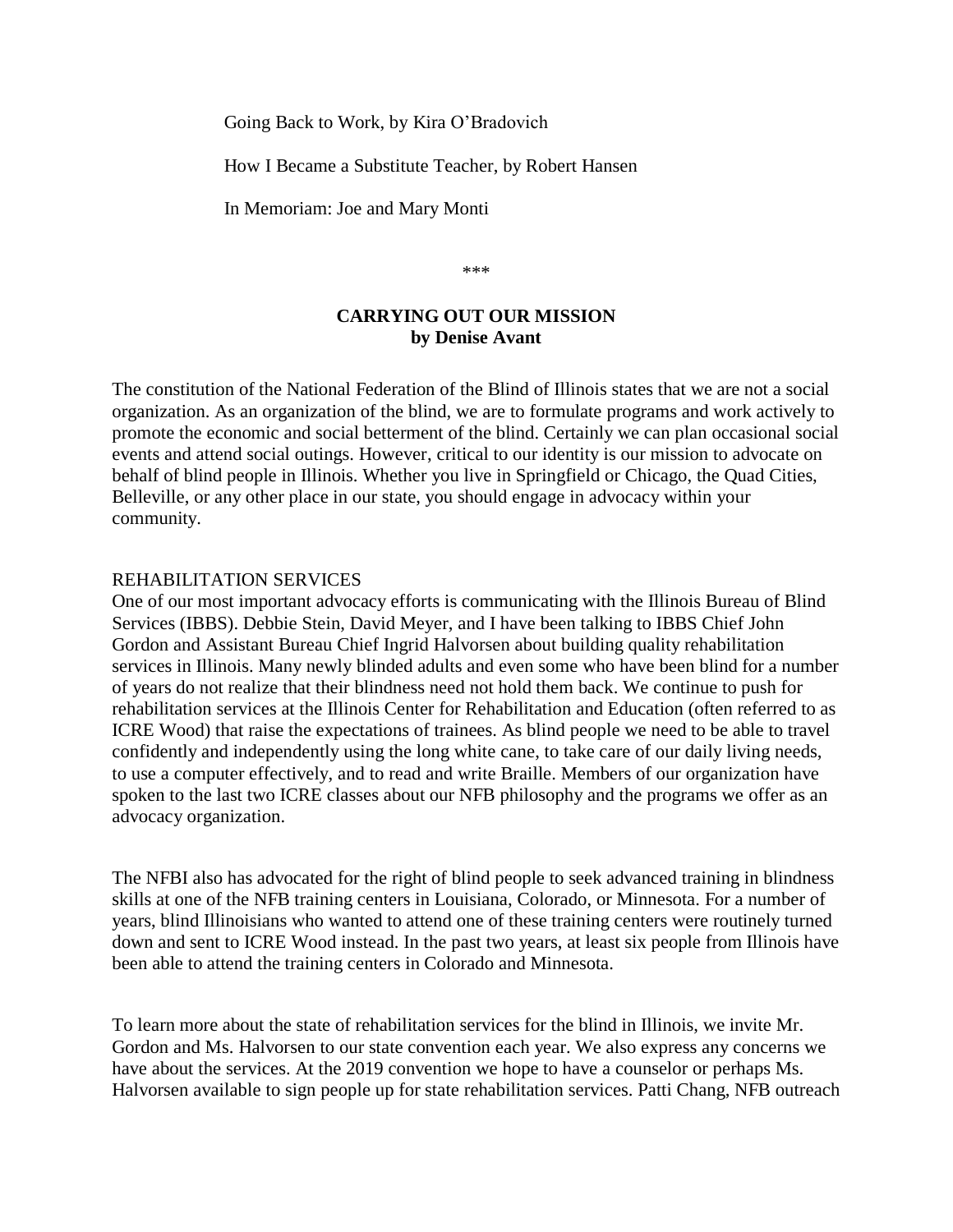Going Back to Work, by Kira O'Bradovich

How I Became a Substitute Teacher, by Robert Hansen

In Memoriam: Joe and Mary Monti

***

## CARRYING OUT OUR MISSION
**by Denise Avant**

The constitution of the National Federation of the Blind of Illinois states that we are not a social organization. As an organization of the blind, we are to formulate programs and work actively to promote the economic and social betterment of the blind. Certainly we can plan occasional social events and attend social outings. However, critical to our identity is our mission to advocate on behalf of blind people in Illinois. Whether you live in Springfield or Chicago, the Quad Cities, Belleville, or any other place in our state, you should engage in advocacy within your community.

### REHABILITATION SERVICES

One of our most important advocacy efforts is communicating with the Illinois Bureau of Blind Services (IBBS). Debbie Stein, David Meyer, and I have been talking to IBBS Chief John Gordon and Assistant Bureau Chief Ingrid Halvorsen about building quality rehabilitation services in Illinois. Many newly blinded adults and even some who have been blind for a number of years do not realize that their blindness need not hold them back. We continue to push for rehabilitation services at the Illinois Center for Rehabilitation and Education (often referred to as ICRE Wood) that raise the expectations of trainees. As blind people we need to be able to travel confidently and independently using the long white cane, to take care of our daily living needs, to use a computer effectively, and to read and write Braille. Members of our organization have spoken to the last two ICRE classes about our NFB philosophy and the programs we offer as an advocacy organization.

The NFBI also has advocated for the right of blind people to seek advanced training in blindness skills at one of the NFB training centers in Louisiana, Colorado, or Minnesota. For a number of years, blind Illinoisians who wanted to attend one of these training centers were routinely turned down and sent to ICRE Wood instead. In the past two years, at least six people from Illinois have been able to attend the training centers in Colorado and Minnesota.

To learn more about the state of rehabilitation services for the blind in Illinois, we invite Mr. Gordon and Ms. Halvorsen to our state convention each year. We also express any concerns we have about the services. At the 2019 convention we hope to have a counselor or perhaps Ms. Halvorsen available to sign people up for state rehabilitation services. Patti Chang, NFB outreach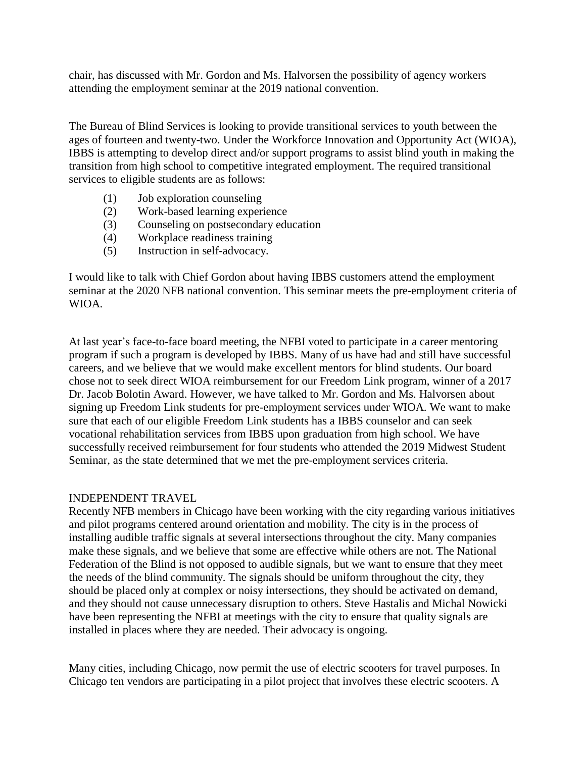chair, has discussed with Mr. Gordon and Ms. Halvorsen the possibility of agency workers attending the employment seminar at the 2019 national convention.

The Bureau of Blind Services is looking to provide transitional services to youth between the ages of fourteen and twenty-two. Under the Workforce Innovation and Opportunity Act (WIOA), IBBS is attempting to develop direct and/or support programs to assist blind youth in making the transition from high school to competitive integrated employment. The required transitional services to eligible students are as follows:

(1) Job exploration counseling
(2) Work-based learning experience
(3) Counseling on postsecondary education
(4) Workplace readiness training
(5) Instruction in self-advocacy.

I would like to talk with Chief Gordon about having IBBS customers attend the employment seminar at the 2020 NFB national convention. This seminar meets the pre-employment criteria of WIOA.

At last year's face-to-face board meeting, the NFBI voted to participate in a career mentoring program if such a program is developed by IBBS. Many of us have had and still have successful careers, and we believe that we would make excellent mentors for blind students. Our board chose not to seek direct WIOA reimbursement for our Freedom Link program, winner of a 2017 Dr. Jacob Bolotin Award. However, we have talked to Mr. Gordon and Ms. Halvorsen about signing up Freedom Link students for pre-employment services under WIOA. We want to make sure that each of our eligible Freedom Link students has a IBBS counselor and can seek vocational rehabilitation services from IBBS upon graduation from high school. We have successfully received reimbursement for four students who attended the 2019 Midwest Student Seminar, as the state determined that we met the pre-employment services criteria.

INDEPENDENT TRAVEL

Recently NFB members in Chicago have been working with the city regarding various initiatives and pilot programs centered around orientation and mobility. The city is in the process of installing audible traffic signals at several intersections throughout the city. Many companies make these signals, and we believe that some are effective while others are not. The National Federation of the Blind is not opposed to audible signals, but we want to ensure that they meet the needs of the blind community. The signals should be uniform throughout the city, they should be placed only at complex or noisy intersections, they should be activated on demand, and they should not cause unnecessary disruption to others. Steve Hastalis and Michal Nowicki have been representing the NFBI at meetings with the city to ensure that quality signals are installed in places where they are needed. Their advocacy is ongoing.

Many cities, including Chicago, now permit the use of electric scooters for travel purposes. In Chicago ten vendors are participating in a pilot project that involves these electric scooters. A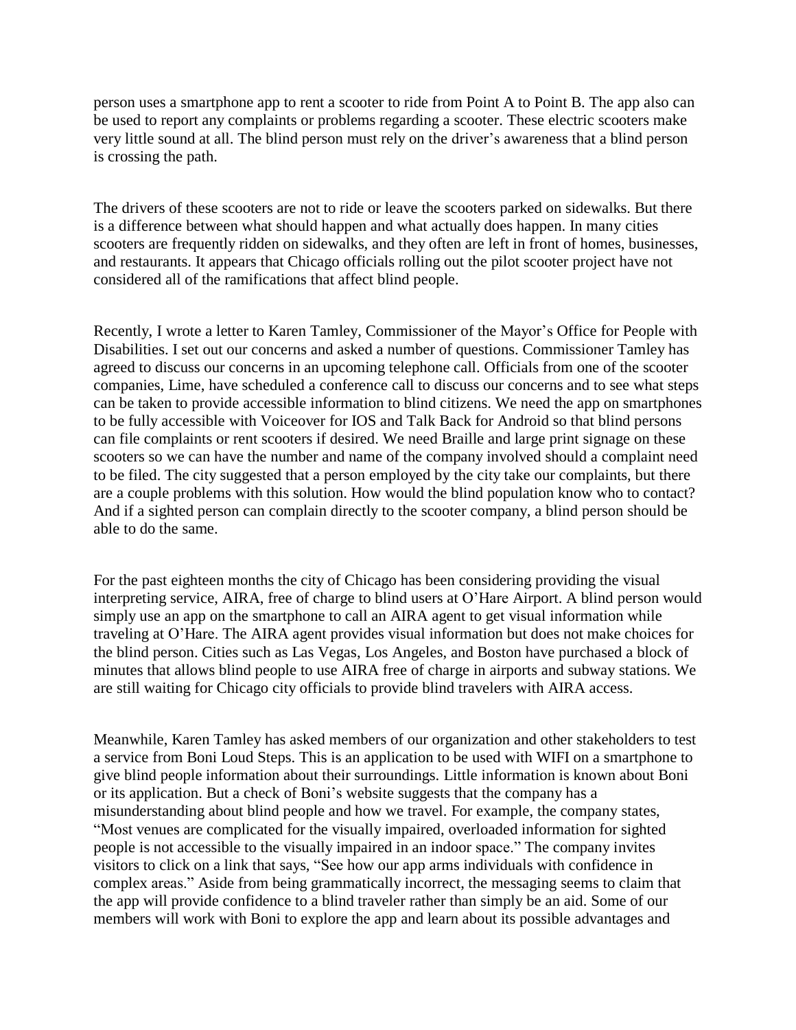person uses a smartphone app to rent a scooter to ride from Point A to Point B. The app also can be used to report any complaints or problems regarding a scooter. These electric scooters make very little sound at all. The blind person must rely on the driver's awareness that a blind person is crossing the path.

The drivers of these scooters are not to ride or leave the scooters parked on sidewalks. But there is a difference between what should happen and what actually does happen. In many cities scooters are frequently ridden on sidewalks, and they often are left in front of homes, businesses, and restaurants. It appears that Chicago officials rolling out the pilot scooter project have not considered all of the ramifications that affect blind people.

Recently, I wrote a letter to Karen Tamley, Commissioner of the Mayor's Office for People with Disabilities. I set out our concerns and asked a number of questions. Commissioner Tamley has agreed to discuss our concerns in an upcoming telephone call. Officials from one of the scooter companies, Lime, have scheduled a conference call to discuss our concerns and to see what steps can be taken to provide accessible information to blind citizens. We need the app on smartphones to be fully accessible with Voiceover for IOS and Talk Back for Android so that blind persons can file complaints or rent scooters if desired. We need Braille and large print signage on these scooters so we can have the number and name of the company involved should a complaint need to be filed. The city suggested that a person employed by the city take our complaints, but there are a couple problems with this solution. How would the blind population know who to contact? And if a sighted person can complain directly to the scooter company, a blind person should be able to do the same.

For the past eighteen months the city of Chicago has been considering providing the visual interpreting service, AIRA, free of charge to blind users at O'Hare Airport. A blind person would simply use an app on the smartphone to call an AIRA agent to get visual information while traveling at O'Hare. The AIRA agent provides visual information but does not make choices for the blind person. Cities such as Las Vegas, Los Angeles, and Boston have purchased a block of minutes that allows blind people to use AIRA free of charge in airports and subway stations. We are still waiting for Chicago city officials to provide blind travelers with AIRA access.

Meanwhile, Karen Tamley has asked members of our organization and other stakeholders to test a service from Boni Loud Steps. This is an application to be used with WIFI on a smartphone to give blind people information about their surroundings. Little information is known about Boni or its application. But a check of Boni's website suggests that the company has a misunderstanding about blind people and how we travel. For example, the company states, "Most venues are complicated for the visually impaired, overloaded information for sighted people is not accessible to the visually impaired in an indoor space." The company invites visitors to click on a link that says, "See how our app arms individuals with confidence in complex areas." Aside from being grammatically incorrect, the messaging seems to claim that the app will provide confidence to a blind traveler rather than simply be an aid. Some of our members will work with Boni to explore the app and learn about its possible advantages and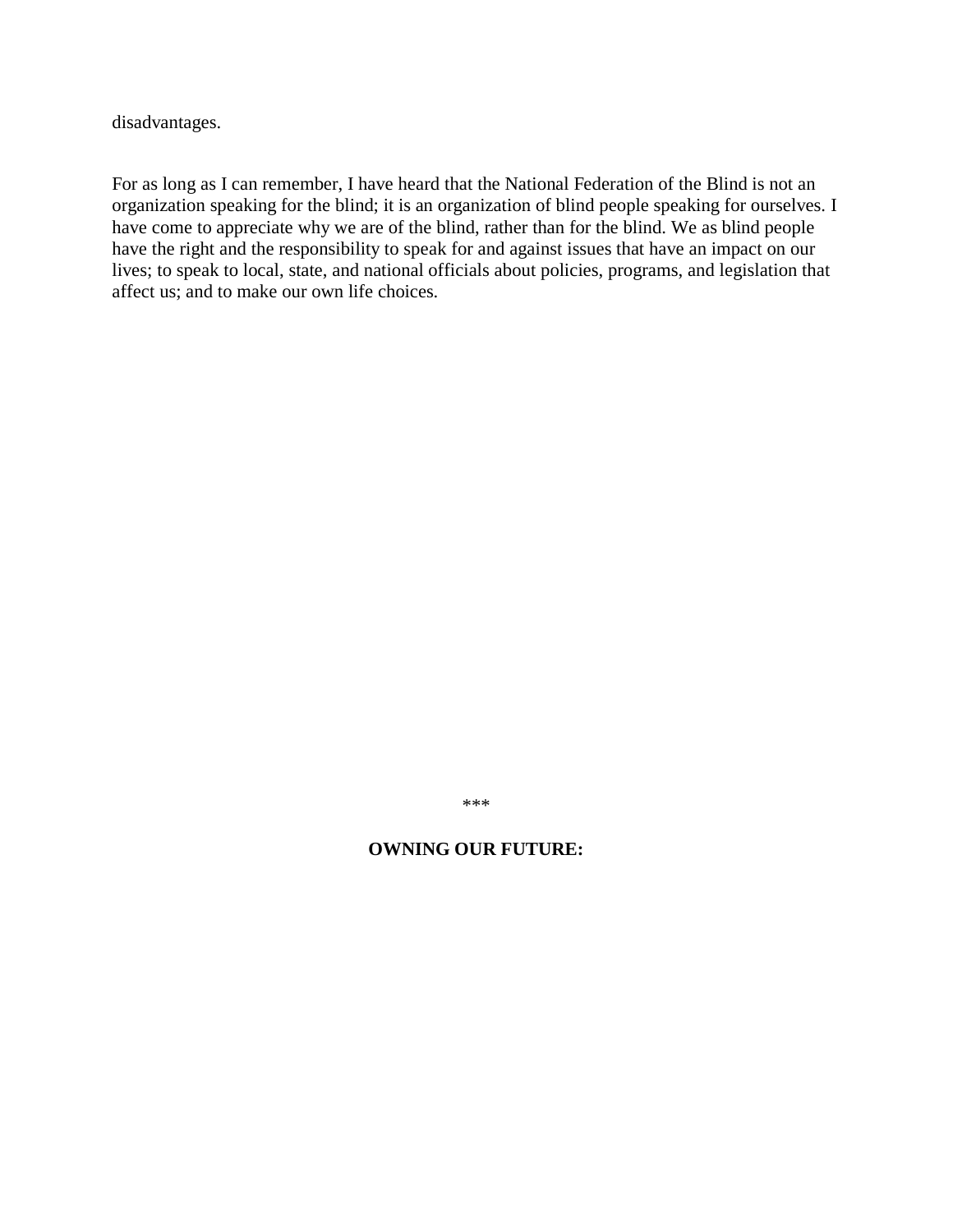disadvantages.

For as long as I can remember, I have heard that the National Federation of the Blind is not an organization speaking for the blind; it is an organization of blind people speaking for ourselves. I have come to appreciate why we are of the blind, rather than for the blind. We as blind people have the right and the responsibility to speak for and against issues that have an impact on our lives; to speak to local, state, and national officials about policies, programs, and legislation that affect us; and to make our own life choices.

***

**OWNING OUR FUTURE:**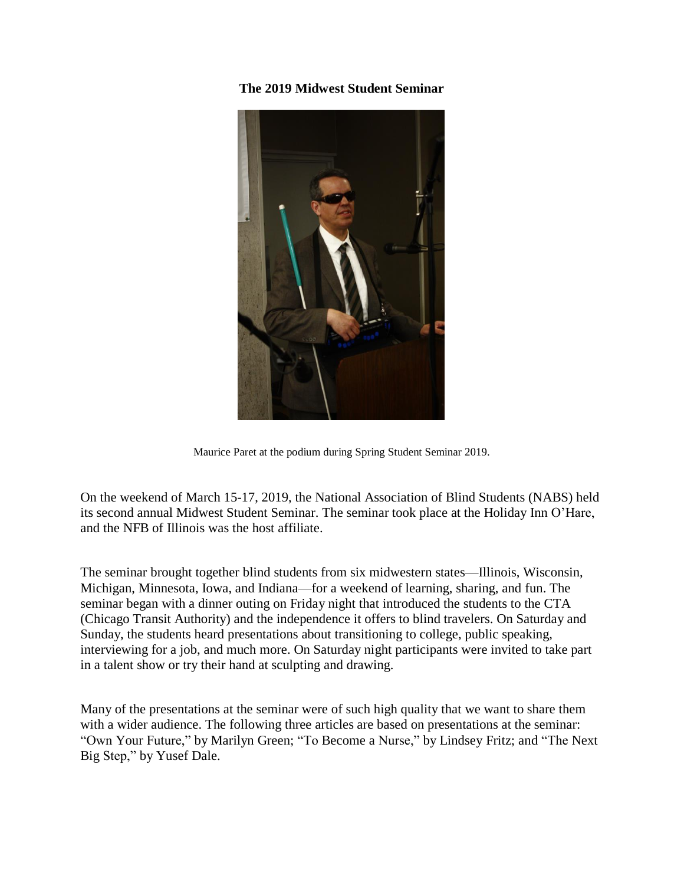# The 2019 Midwest Student Seminar

Maurice Paret at the podium during Spring Student Seminar 2019.

On the weekend of March 15-17, 2019, the National Association of Blind Students (NABS) held its second annual Midwest Student Seminar. The seminar took place at the Holiday Inn O'Hare, and the NFB of Illinois was the host affiliate.

The seminar brought together blind students from six midwestern states—Illinois, Wisconsin, Michigan, Minnesota, Iowa, and Indiana—for a weekend of learning, sharing, and fun. The seminar began with a dinner outing on Friday night that introduced the students to the CTA (Chicago Transit Authority) and the independence it offers to blind travelers. On Saturday and Sunday, the students heard presentations about transitioning to college, public speaking, interviewing for a job, and much more. On Saturday night participants were invited to take part in a talent show or try their hand at sculpting and drawing.

Many of the presentations at the seminar were of such high quality that we want to share them with a wider audience. The following three articles are based on presentations at the seminar: "Own Your Future," by Marilyn Green; "To Become a Nurse," by Lindsey Fritz; and "The Next Big Step," by Yusef Dale.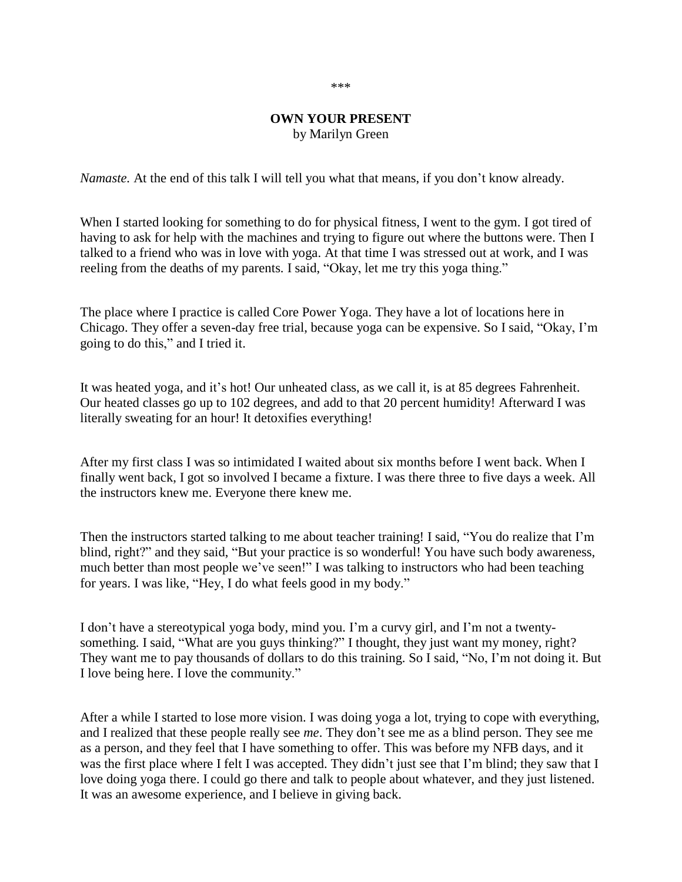\*\*\*

## OWN YOUR PRESENT

by Marilyn Green

*Namaste.* At the end of this talk I will tell you what that means, if you don't know already.

When I started looking for something to do for physical fitness, I went to the gym. I got tired of having to ask for help with the machines and trying to figure out where the buttons were. Then I talked to a friend who was in love with yoga. At that time I was stressed out at work, and I was reeling from the deaths of my parents. I said, "Okay, let me try this yoga thing."

The place where I practice is called Core Power Yoga. They have a lot of locations here in Chicago. They offer a seven-day free trial, because yoga can be expensive. So I said, "Okay, I'm going to do this," and I tried it.

It was heated yoga, and it's hot! Our unheated class, as we call it, is at 85 degrees Fahrenheit. Our heated classes go up to 102 degrees, and add to that 20 percent humidity! Afterward I was literally sweating for an hour! It detoxifies everything!

After my first class I was so intimidated I waited about six months before I went back. When I finally went back, I got so involved I became a fixture. I was there three to five days a week. All the instructors knew me. Everyone there knew me.

Then the instructors started talking to me about teacher training! I said, "You do realize that I'm blind, right?" and they said, "But your practice is so wonderful! You have such body awareness, much better than most people we've seen!" I was talking to instructors who had been teaching for years. I was like, "Hey, I do what feels good in my body."

I don't have a stereotypical yoga body, mind you. I'm a curvy girl, and I'm not a twenty-something. I said, "What are you guys thinking?" I thought, they just want my money, right? They want me to pay thousands of dollars to do this training. So I said, "No, I'm not doing it. But I love being here. I love the community."

After a while I started to lose more vision. I was doing yoga a lot, trying to cope with everything, and I realized that these people really see *me*. They don't see me as a blind person. They see me as a person, and they feel that I have something to offer. This was before my NFB days, and it was the first place where I felt I was accepted. They didn't just see that I'm blind; they saw that I love doing yoga there. I could go there and talk to people about whatever, and they just listened. It was an awesome experience, and I believe in giving back.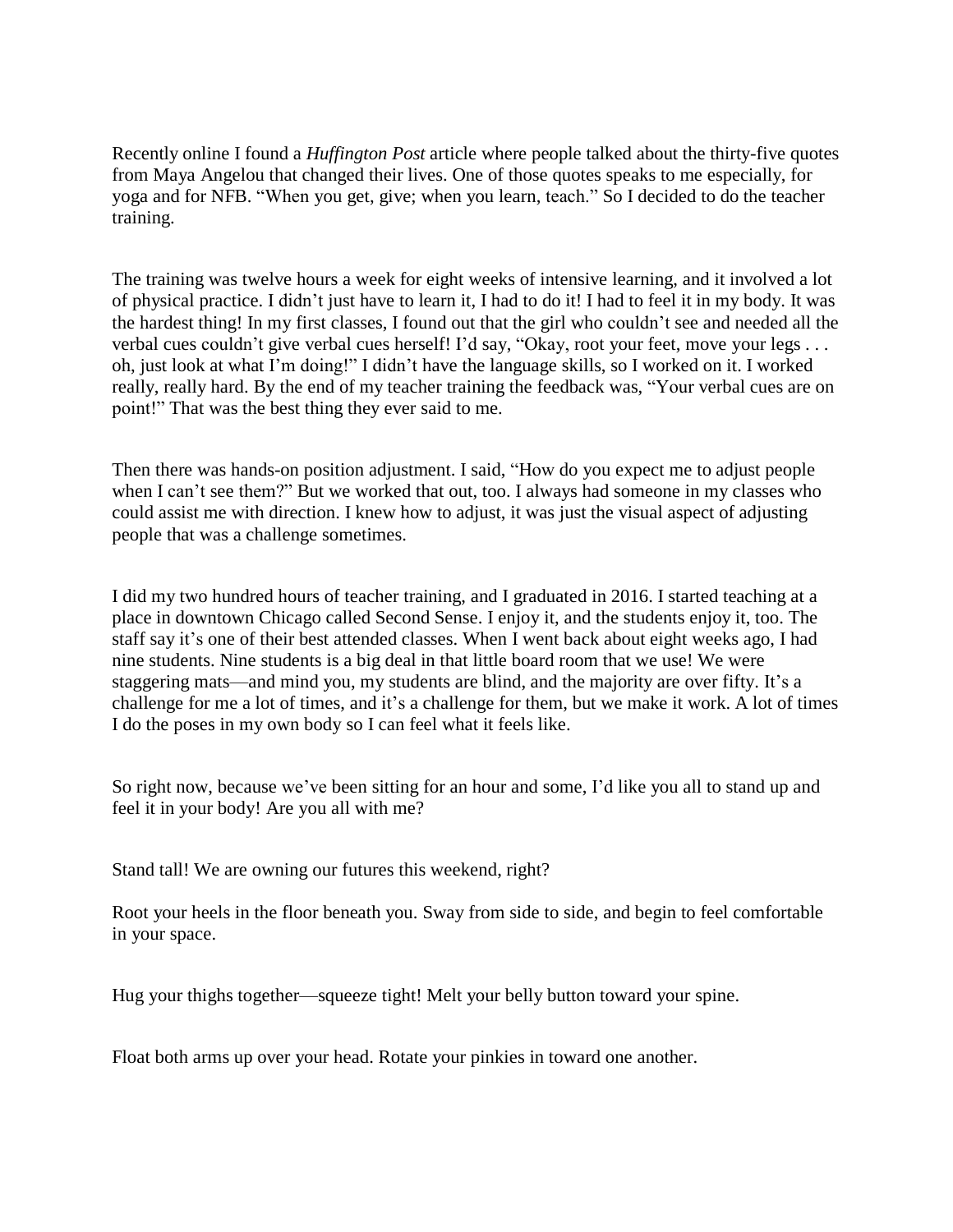Recently online I found a *Huffington Post* article where people talked about the thirty-five quotes from Maya Angelou that changed their lives. One of those quotes speaks to me especially, for yoga and for NFB. "When you get, give; when you learn, teach." So I decided to do the teacher training.

The training was twelve hours a week for eight weeks of intensive learning, and it involved a lot of physical practice. I didn't just have to learn it, I had to do it! I had to feel it in my body. It was the hardest thing! In my first classes, I found out that the girl who couldn't see and needed all the verbal cues couldn't give verbal cues herself! I'd say, "Okay, root your feet, move your legs . . . oh, just look at what I'm doing!" I didn't have the language skills, so I worked on it. I worked really, really hard. By the end of my teacher training the feedback was, "Your verbal cues are on point!" That was the best thing they ever said to me.

Then there was hands-on position adjustment. I said, "How do you expect me to adjust people when I can't see them?" But we worked that out, too. I always had someone in my classes who could assist me with direction. I knew how to adjust, it was just the visual aspect of adjusting people that was a challenge sometimes.

I did my two hundred hours of teacher training, and I graduated in 2016. I started teaching at a place in downtown Chicago called Second Sense. I enjoy it, and the students enjoy it, too. The staff say it's one of their best attended classes. When I went back about eight weeks ago, I had nine students. Nine students is a big deal in that little board room that we use! We were staggering mats—and mind you, my students are blind, and the majority are over fifty. It's a challenge for me a lot of times, and it's a challenge for them, but we make it work. A lot of times I do the poses in my own body so I can feel what it feels like.

So right now, because we've been sitting for an hour and some, I'd like you all to stand up and feel it in your body! Are you all with me?

Stand tall! We are owning our futures this weekend, right?

Root your heels in the floor beneath you. Sway from side to side, and begin to feel comfortable in your space.

Hug your thighs together—squeeze tight! Melt your belly button toward your spine.

Float both arms up over your head. Rotate your pinkies in toward one another.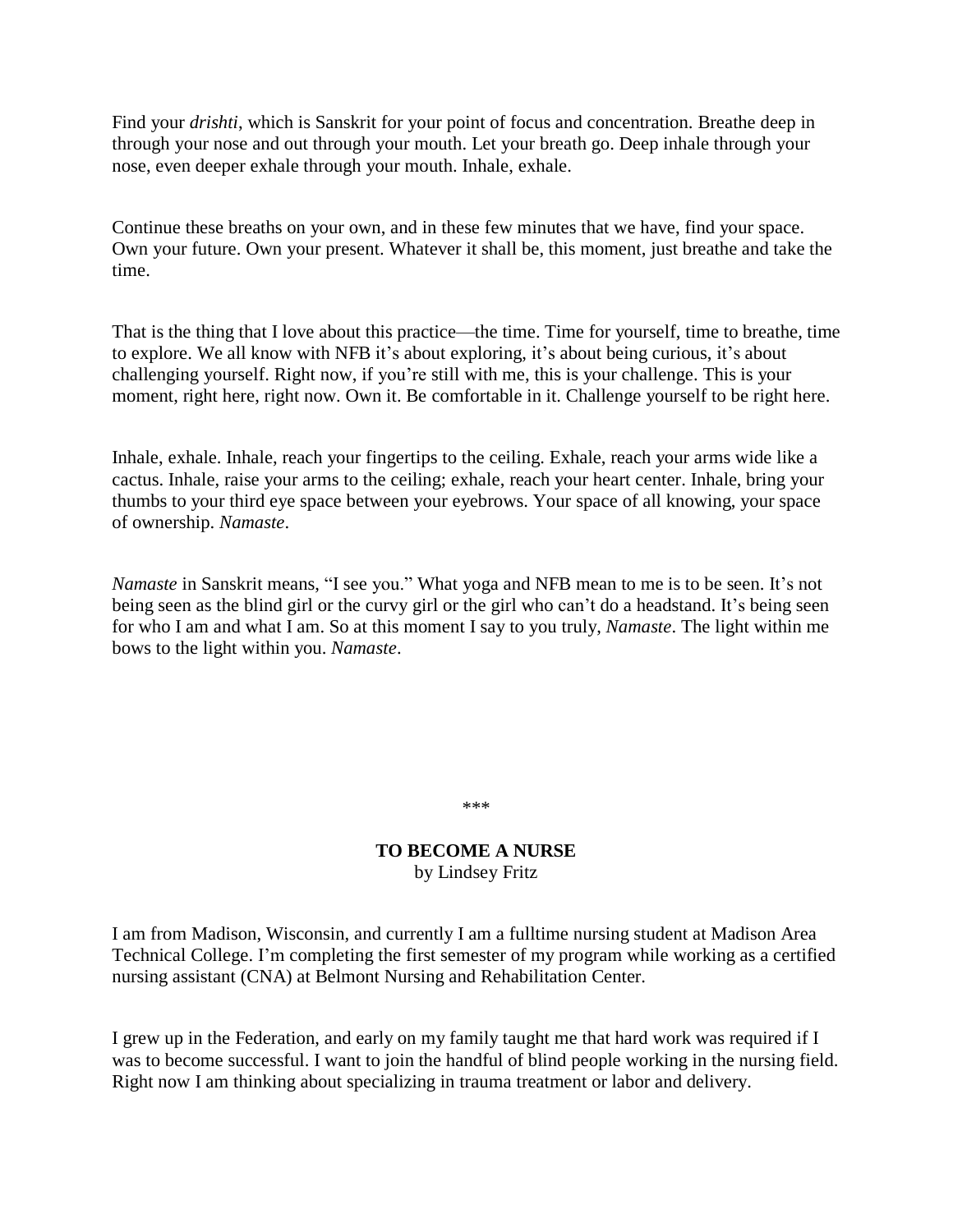Find your *drishti*, which is Sanskrit for your point of focus and concentration. Breathe deep in through your nose and out through your mouth. Let your breath go. Deep inhale through your nose, even deeper exhale through your mouth. Inhale, exhale.

Continue these breaths on your own, and in these few minutes that we have, find your space. Own your future. Own your present. Whatever it shall be, this moment, just breathe and take the time.

That is the thing that I love about this practice—the time. Time for yourself, time to breathe, time to explore. We all know with NFB it's about exploring, it's about being curious, it's about challenging yourself. Right now, if you're still with me, this is your challenge. This is your moment, right here, right now. Own it. Be comfortable in it. Challenge yourself to be right here.

Inhale, exhale. Inhale, reach your fingertips to the ceiling. Exhale, reach your arms wide like a cactus. Inhale, raise your arms to the ceiling; exhale, reach your heart center. Inhale, bring your thumbs to your third eye space between your eyebrows. Your space of all knowing, your space of ownership. *Namaste*.

*Namaste* in Sanskrit means, "I see you." What yoga and NFB mean to me is to be seen. It's not being seen as the blind girl or the curvy girl or the girl who can't do a headstand. It's being seen for who I am and what I am. So at this moment I say to you truly, *Namaste*. The light within me bows to the light within you. *Namaste*.

\*\*\*

## TO BECOME A NURSE

by Lindsey Fritz

I am from Madison, Wisconsin, and currently I am a fulltime nursing student at Madison Area Technical College. I'm completing the first semester of my program while working as a certified nursing assistant (CNA) at Belmont Nursing and Rehabilitation Center.

I grew up in the Federation, and early on my family taught me that hard work was required if I was to become successful. I want to join the handful of blind people working in the nursing field. Right now I am thinking about specializing in trauma treatment or labor and delivery.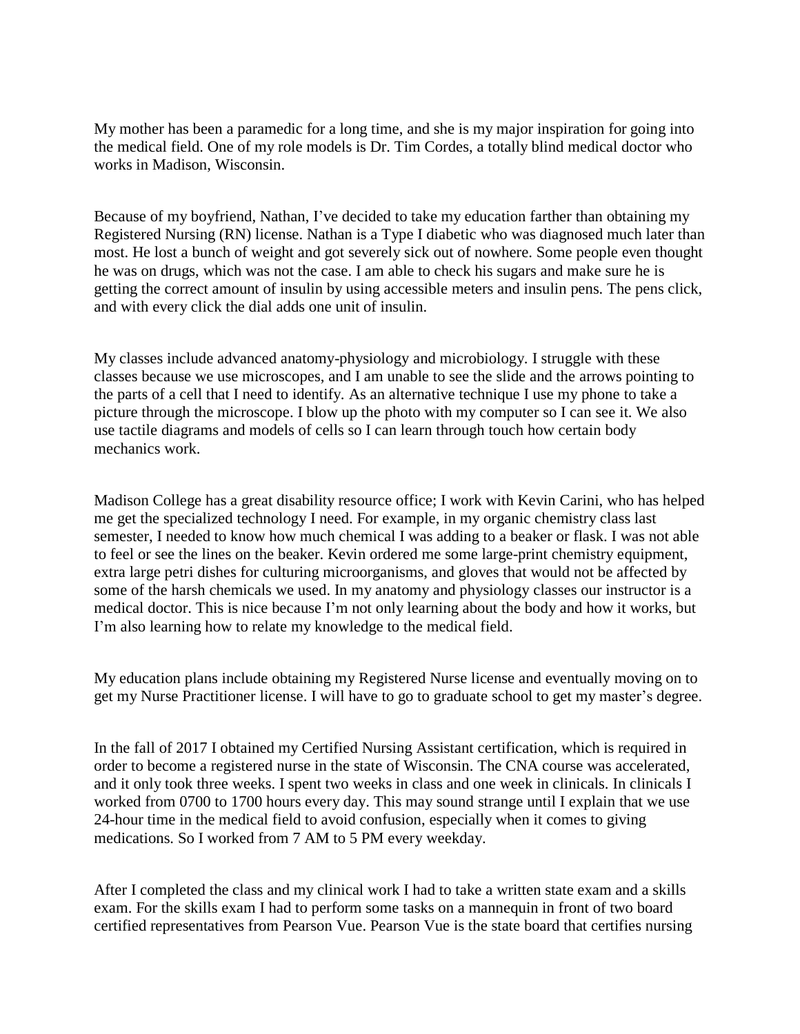My mother has been a paramedic for a long time, and she is my major inspiration for going into the medical field. One of my role models is Dr. Tim Cordes, a totally blind medical doctor who works in Madison, Wisconsin.

Because of my boyfriend, Nathan, I've decided to take my education farther than obtaining my Registered Nursing (RN) license. Nathan is a Type I diabetic who was diagnosed much later than most. He lost a bunch of weight and got severely sick out of nowhere. Some people even thought he was on drugs, which was not the case. I am able to check his sugars and make sure he is getting the correct amount of insulin by using accessible meters and insulin pens. The pens click, and with every click the dial adds one unit of insulin.

My classes include advanced anatomy-physiology and microbiology. I struggle with these classes because we use microscopes, and I am unable to see the slide and the arrows pointing to the parts of a cell that I need to identify. As an alternative technique I use my phone to take a picture through the microscope. I blow up the photo with my computer so I can see it. We also use tactile diagrams and models of cells so I can learn through touch how certain body mechanics work.

Madison College has a great disability resource office; I work with Kevin Carini, who has helped me get the specialized technology I need. For example, in my organic chemistry class last semester, I needed to know how much chemical I was adding to a beaker or flask. I was not able to feel or see the lines on the beaker. Kevin ordered me some large-print chemistry equipment, extra large petri dishes for culturing microorganisms, and gloves that would not be affected by some of the harsh chemicals we used. In my anatomy and physiology classes our instructor is a medical doctor. This is nice because I'm not only learning about the body and how it works, but I'm also learning how to relate my knowledge to the medical field.

My education plans include obtaining my Registered Nurse license and eventually moving on to get my Nurse Practitioner license. I will have to go to graduate school to get my master's degree.

In the fall of 2017 I obtained my Certified Nursing Assistant certification, which is required in order to become a registered nurse in the state of Wisconsin. The CNA course was accelerated, and it only took three weeks. I spent two weeks in class and one week in clinicals. In clinicals I worked from 0700 to 1700 hours every day. This may sound strange until I explain that we use 24-hour time in the medical field to avoid confusion, especially when it comes to giving medications. So I worked from 7 AM to 5 PM every weekday.

After I completed the class and my clinical work I had to take a written state exam and a skills exam. For the skills exam I had to perform some tasks on a mannequin in front of two board certified representatives from Pearson Vue. Pearson Vue is the state board that certifies nursing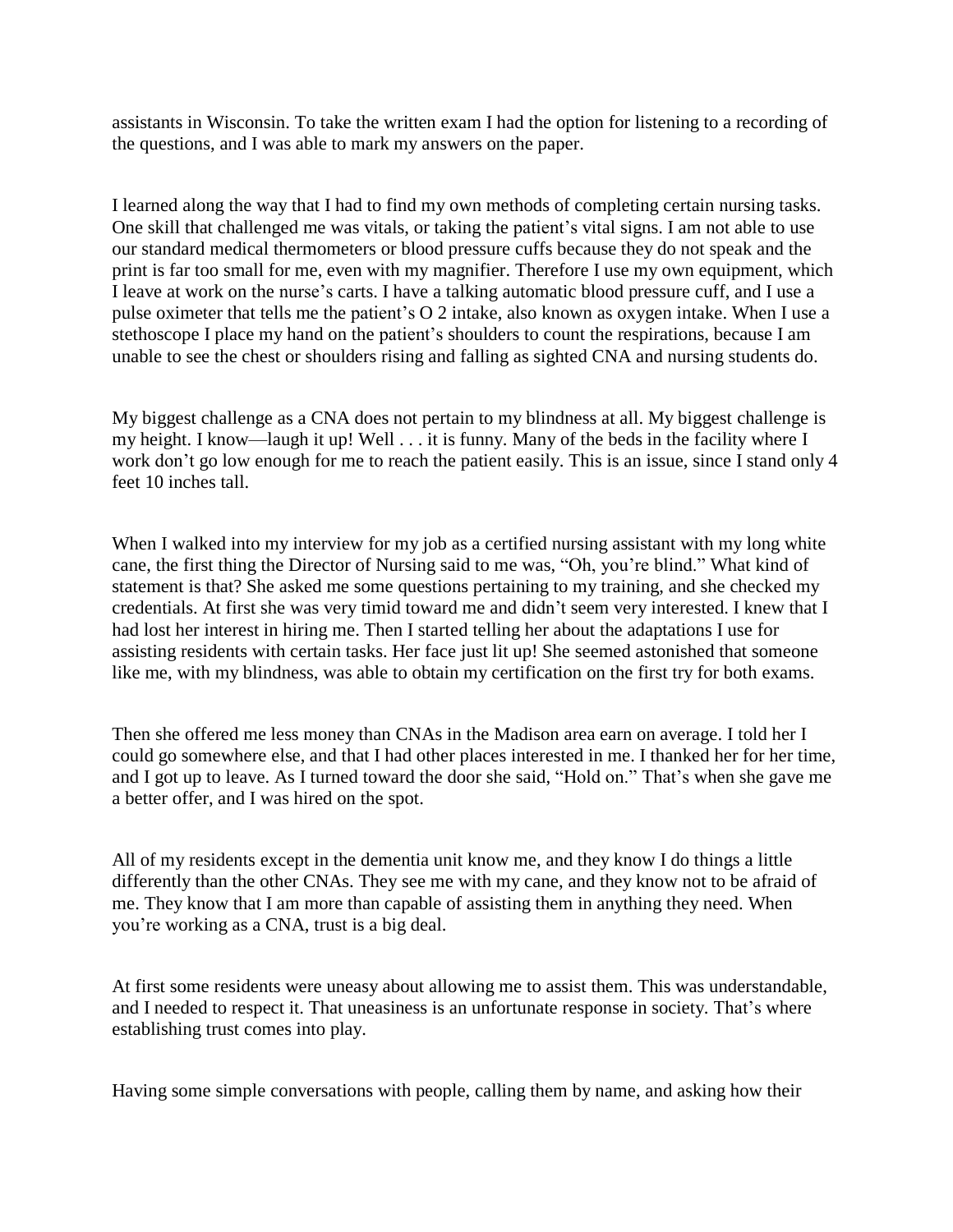assistants in Wisconsin. To take the written exam I had the option for listening to a recording of the questions, and I was able to mark my answers on the paper.

I learned along the way that I had to find my own methods of completing certain nursing tasks. One skill that challenged me was vitals, or taking the patient's vital signs. I am not able to use our standard medical thermometers or blood pressure cuffs because they do not speak and the print is far too small for me, even with my magnifier. Therefore I use my own equipment, which I leave at work on the nurse's carts. I have a talking automatic blood pressure cuff, and I use a pulse oximeter that tells me the patient's O 2 intake, also known as oxygen intake. When I use a stethoscope I place my hand on the patient's shoulders to count the respirations, because I am unable to see the chest or shoulders rising and falling as sighted CNA and nursing students do.

My biggest challenge as a CNA does not pertain to my blindness at all. My biggest challenge is my height. I know—laugh it up! Well . . . it is funny. Many of the beds in the facility where I work don't go low enough for me to reach the patient easily. This is an issue, since I stand only 4 feet 10 inches tall.

When I walked into my interview for my job as a certified nursing assistant with my long white cane, the first thing the Director of Nursing said to me was, "Oh, you're blind." What kind of statement is that? She asked me some questions pertaining to my training, and she checked my credentials. At first she was very timid toward me and didn't seem very interested. I knew that I had lost her interest in hiring me. Then I started telling her about the adaptations I use for assisting residents with certain tasks. Her face just lit up! She seemed astonished that someone like me, with my blindness, was able to obtain my certification on the first try for both exams.

Then she offered me less money than CNAs in the Madison area earn on average. I told her I could go somewhere else, and that I had other places interested in me. I thanked her for her time, and I got up to leave. As I turned toward the door she said, "Hold on." That's when she gave me a better offer, and I was hired on the spot.

All of my residents except in the dementia unit know me, and they know I do things a little differently than the other CNAs. They see me with my cane, and they know not to be afraid of me. They know that I am more than capable of assisting them in anything they need. When you're working as a CNA, trust is a big deal.

At first some residents were uneasy about allowing me to assist them. This was understandable, and I needed to respect it. That uneasiness is an unfortunate response in society. That's where establishing trust comes into play.

Having some simple conversations with people, calling them by name, and asking how their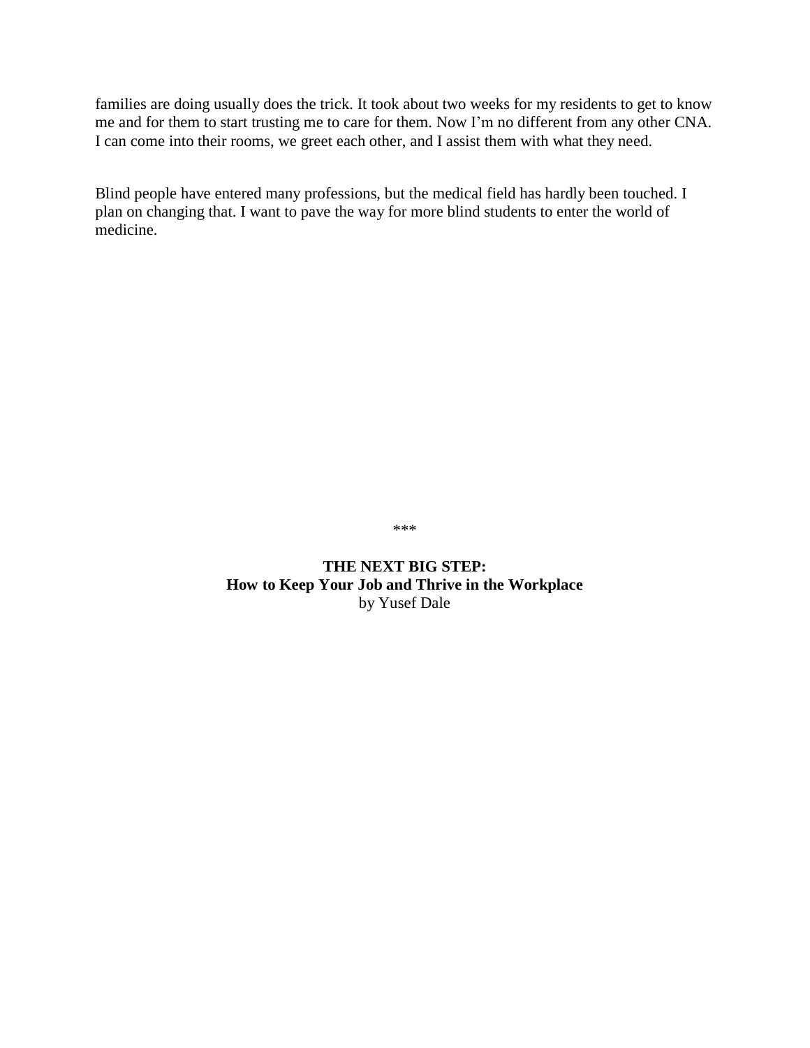families are doing usually does the trick. It took about two weeks for my residents to get to know me and for them to start trusting me to care for them. Now I'm no different from any other CNA. I can come into their rooms, we greet each other, and I assist them with what they need.

Blind people have entered many professions, but the medical field has hardly been touched. I plan on changing that. I want to pave the way for more blind students to enter the world of medicine.

***

## THE NEXT BIG STEP: How to Keep Your Job and Thrive in the Workplace

by Yusef Dale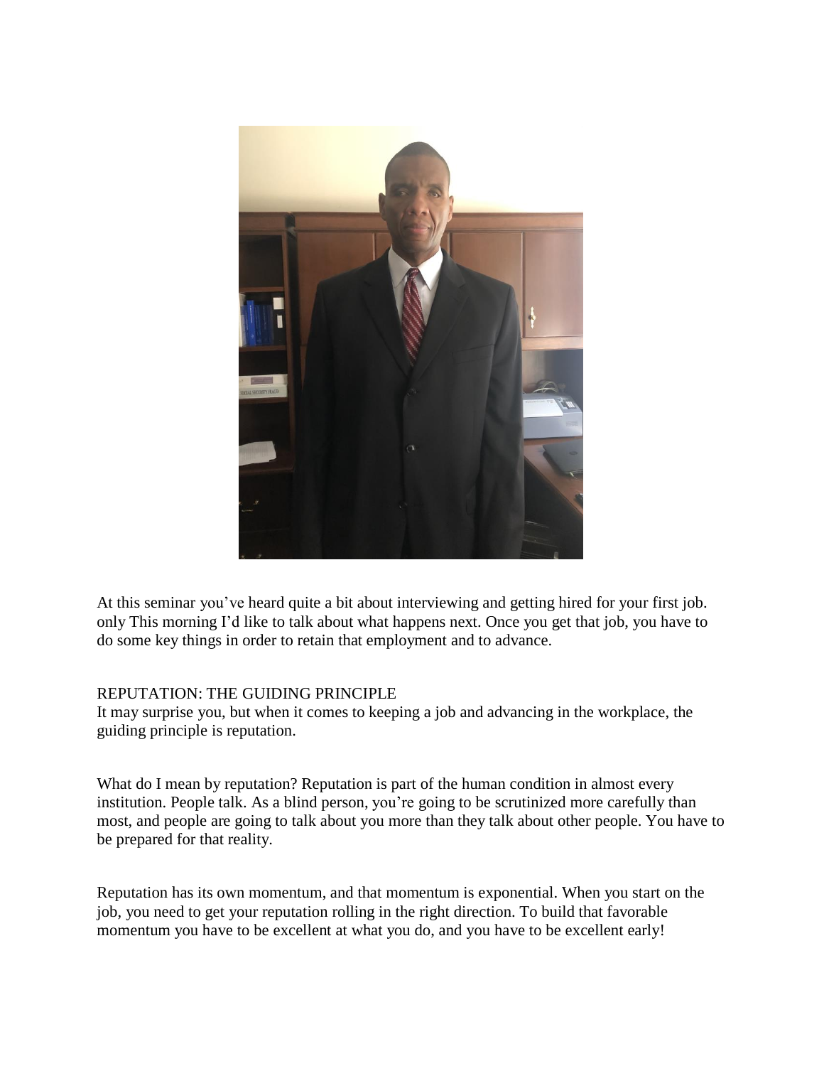At this seminar you've heard quite a bit about interviewing and getting hired for your first job. only This morning I'd like to talk about what happens next. Once you get that job, you have to do some key things in order to retain that employment and to advance.

## REPUTATION: THE GUIDING PRINCIPLE

It may surprise you, but when it comes to keeping a job and advancing in the workplace, the guiding principle is reputation.

What do I mean by reputation? Reputation is part of the human condition in almost every institution. People talk. As a blind person, you're going to be scrutinized more carefully than most, and people are going to talk about you more than they talk about other people. You have to be prepared for that reality.

Reputation has its own momentum, and that momentum is exponential. When you start on the job, you need to get your reputation rolling in the right direction. To build that favorable momentum you have to be excellent at what you do, and you have to be excellent early!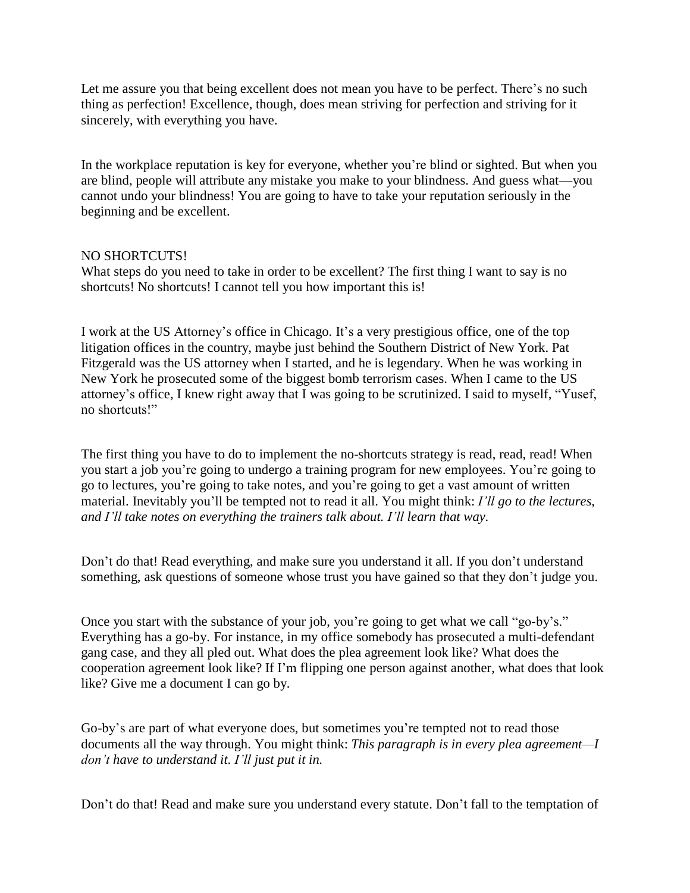Let me assure you that being excellent does not mean you have to be perfect. There's no such thing as perfection! Excellence, though, does mean striving for perfection and striving for it sincerely, with everything you have.

In the workplace reputation is key for everyone, whether you're blind or sighted. But when you are blind, people will attribute any mistake you make to your blindness. And guess what—you cannot undo your blindness! You are going to have to take your reputation seriously in the beginning and be excellent.

## NO SHORTCUTS!

What steps do you need to take in order to be excellent? The first thing I want to say is no shortcuts! No shortcuts! I cannot tell you how important this is!

I work at the US Attorney's office in Chicago. It's a very prestigious office, one of the top litigation offices in the country, maybe just behind the Southern District of New York. Pat Fitzgerald was the US attorney when I started, and he is legendary. When he was working in New York he prosecuted some of the biggest bomb terrorism cases. When I came to the US attorney's office, I knew right away that I was going to be scrutinized. I said to myself, "Yusef, no shortcuts!"

The first thing you have to do to implement the no-shortcuts strategy is read, read, read! When you start a job you're going to undergo a training program for new employees. You're going to go to lectures, you're going to take notes, and you're going to get a vast amount of written material. Inevitably you'll be tempted not to read it all. You might think: *I'll go to the lectures, and I'll take notes on everything the trainers talk about. I'll learn that way.*

Don't do that! Read everything, and make sure you understand it all. If you don't understand something, ask questions of someone whose trust you have gained so that they don't judge you.

Once you start with the substance of your job, you're going to get what we call "go-by's." Everything has a go-by. For instance, in my office somebody has prosecuted a multi-defendant gang case, and they all pled out. What does the plea agreement look like? What does the cooperation agreement look like? If I'm flipping one person against another, what does that look like? Give me a document I can go by.

Go-by's are part of what everyone does, but sometimes you're tempted not to read those documents all the way through. You might think: *This paragraph is in every plea agreement—I don't have to understand it. I'll just put it in.*

Don't do that! Read and make sure you understand every statute. Don't fall to the temptation of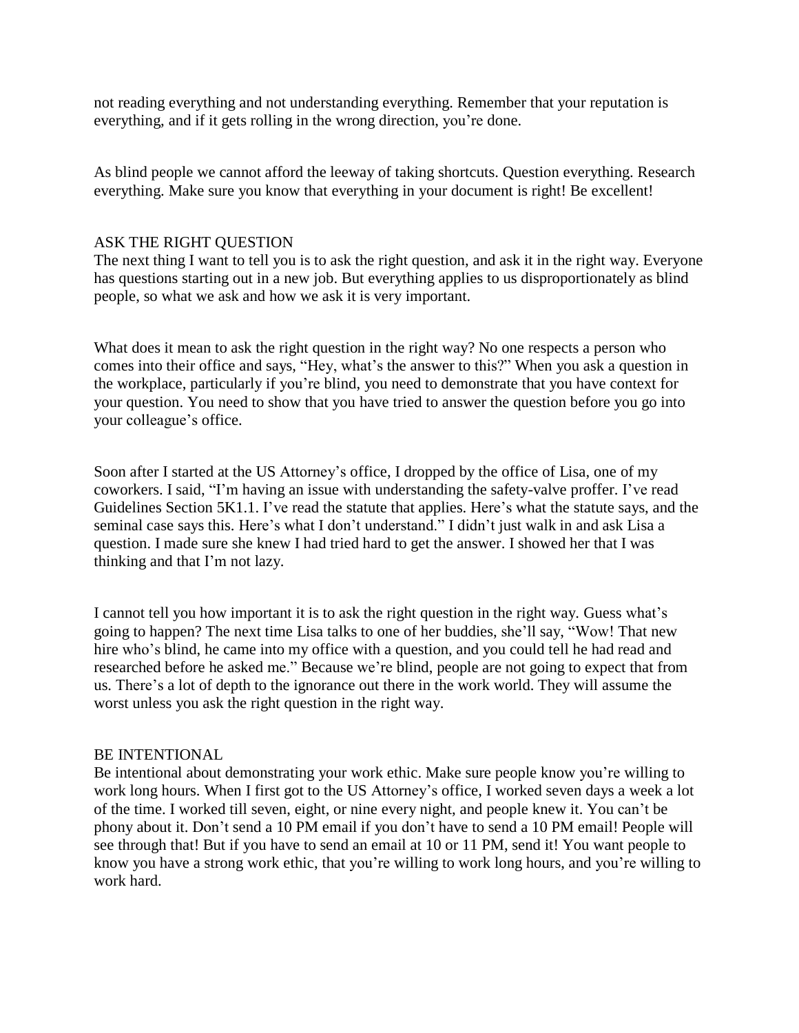not reading everything and not understanding everything. Remember that your reputation is everything, and if it gets rolling in the wrong direction, you're done.

As blind people we cannot afford the leeway of taking shortcuts. Question everything. Research everything. Make sure you know that everything in your document is right! Be excellent!

## ASK THE RIGHT QUESTION

The next thing I want to tell you is to ask the right question, and ask it in the right way. Everyone has questions starting out in a new job. But everything applies to us disproportionately as blind people, so what we ask and how we ask it is very important.

What does it mean to ask the right question in the right way? No one respects a person who comes into their office and says, "Hey, what's the answer to this?" When you ask a question in the workplace, particularly if you're blind, you need to demonstrate that you have context for your question. You need to show that you have tried to answer the question before you go into your colleague's office.

Soon after I started at the US Attorney's office, I dropped by the office of Lisa, one of my coworkers. I said, "I'm having an issue with understanding the safety-valve proffer. I've read Guidelines Section 5K1.1. I've read the statute that applies. Here's what the statute says, and the seminal case says this. Here's what I don't understand." I didn't just walk in and ask Lisa a question. I made sure she knew I had tried hard to get the answer. I showed her that I was thinking and that I'm not lazy.

I cannot tell you how important it is to ask the right question in the right way. Guess what's going to happen? The next time Lisa talks to one of her buddies, she'll say, "Wow! That new hire who's blind, he came into my office with a question, and you could tell he had read and researched before he asked me." Because we're blind, people are not going to expect that from us. There's a lot of depth to the ignorance out there in the work world. They will assume the worst unless you ask the right question in the right way.

## BE INTENTIONAL

Be intentional about demonstrating your work ethic. Make sure people know you're willing to work long hours. When I first got to the US Attorney's office, I worked seven days a week a lot of the time. I worked till seven, eight, or nine every night, and people knew it. You can't be phony about it. Don't send a 10 PM email if you don't have to send a 10 PM email! People will see through that! But if you have to send an email at 10 or 11 PM, send it! You want people to know you have a strong work ethic, that you're willing to work long hours, and you're willing to work hard.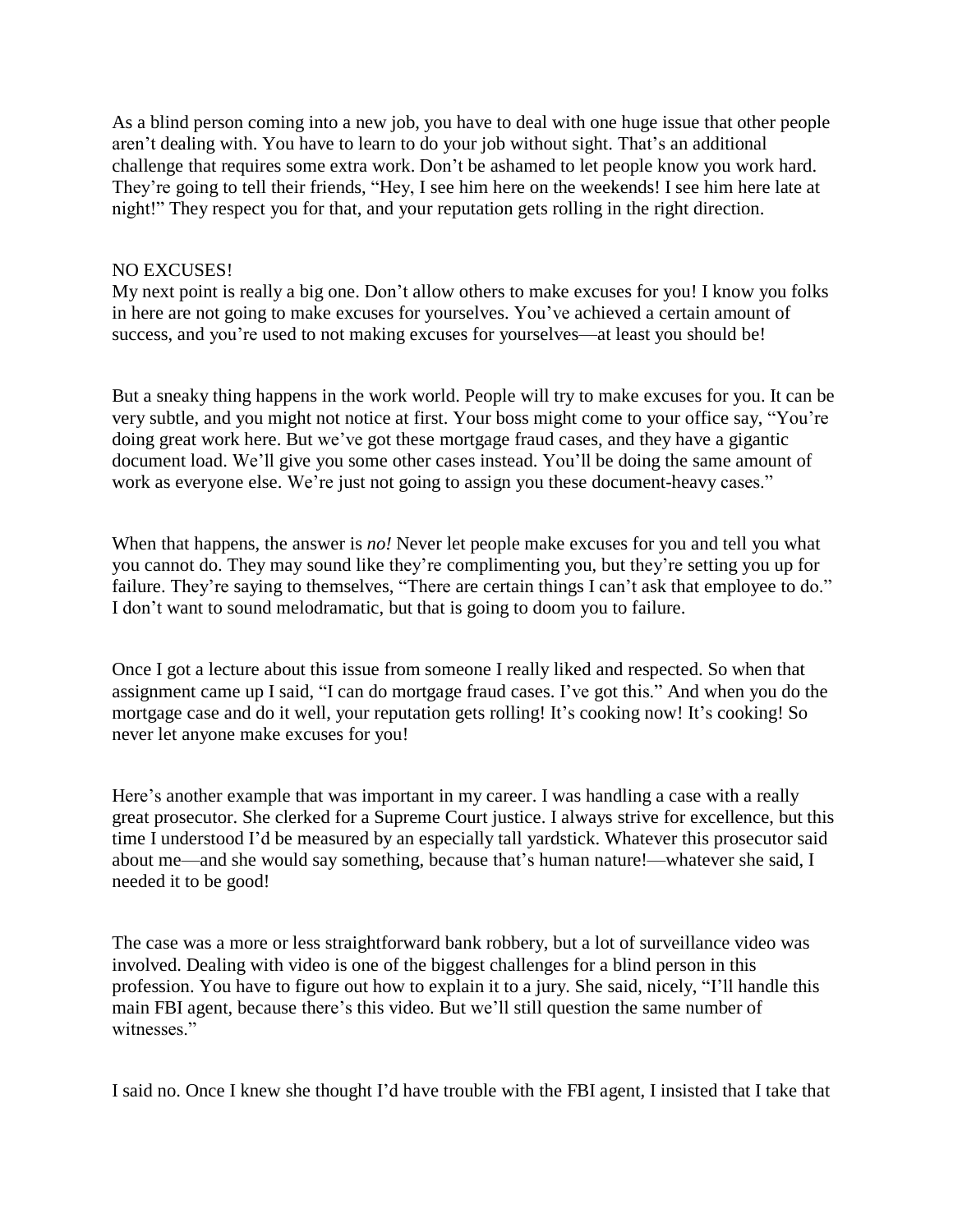As a blind person coming into a new job, you have to deal with one huge issue that other people aren't dealing with. You have to learn to do your job without sight. That's an additional challenge that requires some extra work. Don't be ashamed to let people know you work hard. They're going to tell their friends, "Hey, I see him here on the weekends! I see him here late at night!" They respect you for that, and your reputation gets rolling in the right direction.

## NO EXCUSES!

My next point is really a big one. Don't allow others to make excuses for you! I know you folks in here are not going to make excuses for yourselves. You've achieved a certain amount of success, and you're used to not making excuses for yourselves—at least you should be!

But a sneaky thing happens in the work world. People will try to make excuses for you. It can be very subtle, and you might not notice at first. Your boss might come to your office say, "You're doing great work here. But we've got these mortgage fraud cases, and they have a gigantic document load. We'll give you some other cases instead. You'll be doing the same amount of work as everyone else. We're just not going to assign you these document-heavy cases."

When that happens, the answer is *no!* Never let people make excuses for you and tell you what you cannot do. They may sound like they're complimenting you, but they're setting you up for failure. They're saying to themselves, "There are certain things I can't ask that employee to do." I don't want to sound melodramatic, but that is going to doom you to failure.

Once I got a lecture about this issue from someone I really liked and respected. So when that assignment came up I said, "I can do mortgage fraud cases. I've got this." And when you do the mortgage case and do it well, your reputation gets rolling! It's cooking now! It's cooking! So never let anyone make excuses for you!

Here's another example that was important in my career. I was handling a case with a really great prosecutor. She clerked for a Supreme Court justice. I always strive for excellence, but this time I understood I'd be measured by an especially tall yardstick. Whatever this prosecutor said about me—and she would say something, because that's human nature!—whatever she said, I needed it to be good!

The case was a more or less straightforward bank robbery, but a lot of surveillance video was involved. Dealing with video is one of the biggest challenges for a blind person in this profession. You have to figure out how to explain it to a jury. She said, nicely, "I'll handle this main FBI agent, because there's this video. But we'll still question the same number of witnesses."

I said no. Once I knew she thought I'd have trouble with the FBI agent, I insisted that I take that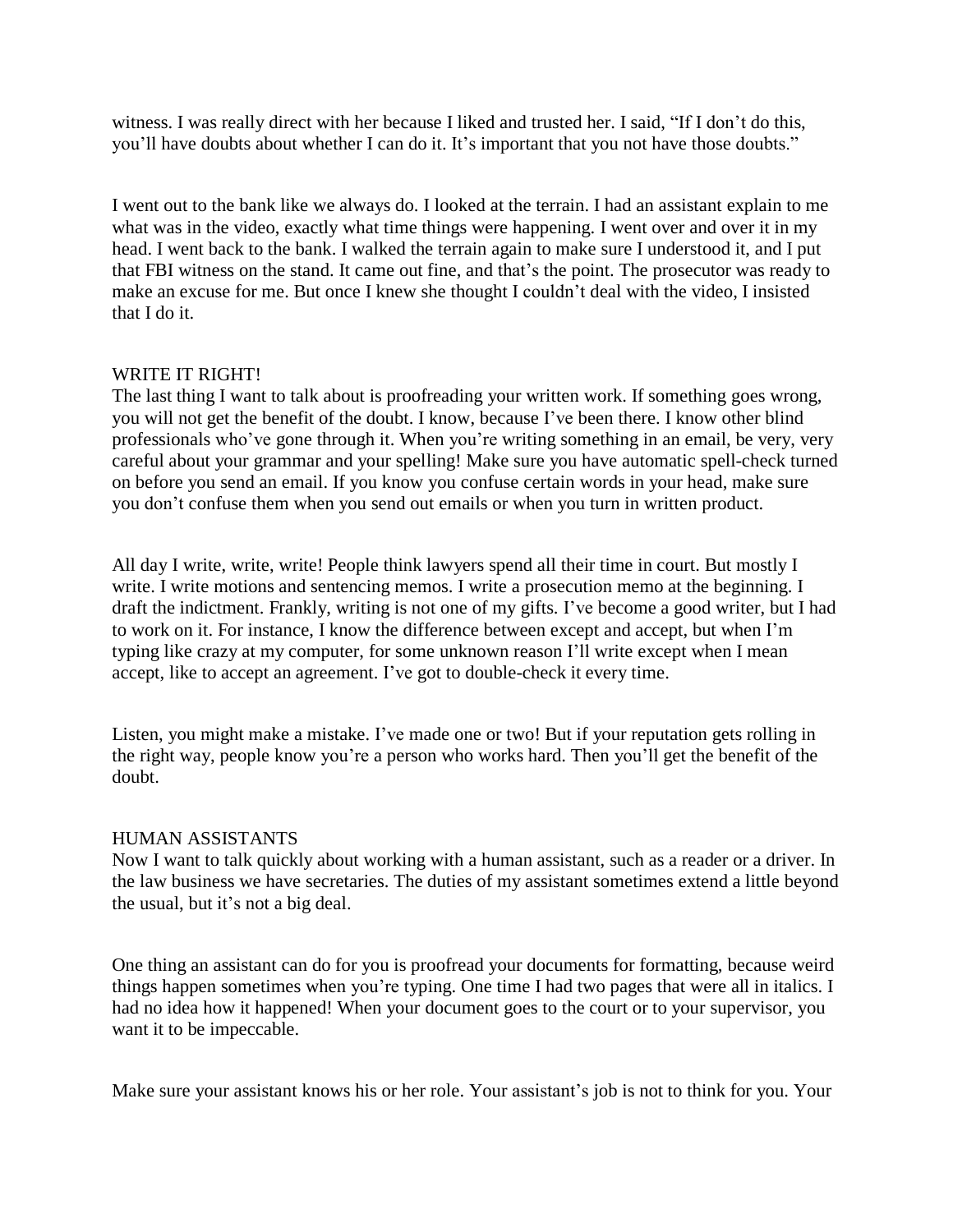witness. I was really direct with her because I liked and trusted her. I said, "If I don't do this, you'll have doubts about whether I can do it. It's important that you not have those doubts."

I went out to the bank like we always do. I looked at the terrain. I had an assistant explain to me what was in the video, exactly what time things were happening. I went over and over it in my head. I went back to the bank. I walked the terrain again to make sure I understood it, and I put that FBI witness on the stand. It came out fine, and that's the point. The prosecutor was ready to make an excuse for me. But once I knew she thought I couldn't deal with the video, I insisted that I do it.

## WRITE IT RIGHT!

The last thing I want to talk about is proofreading your written work. If something goes wrong, you will not get the benefit of the doubt. I know, because I've been there. I know other blind professionals who've gone through it. When you're writing something in an email, be very, very careful about your grammar and your spelling! Make sure you have automatic spell-check turned on before you send an email. If you know you confuse certain words in your head, make sure you don't confuse them when you send out emails or when you turn in written product.

All day I write, write, write! People think lawyers spend all their time in court. But mostly I write. I write motions and sentencing memos. I write a prosecution memo at the beginning. I draft the indictment. Frankly, writing is not one of my gifts. I've become a good writer, but I had to work on it. For instance, I know the difference between except and accept, but when I'm typing like crazy at my computer, for some unknown reason I'll write except when I mean accept, like to accept an agreement. I've got to double-check it every time.

Listen, you might make a mistake. I've made one or two! But if your reputation gets rolling in the right way, people know you're a person who works hard. Then you'll get the benefit of the doubt.

## HUMAN ASSISTANTS

Now I want to talk quickly about working with a human assistant, such as a reader or a driver. In the law business we have secretaries. The duties of my assistant sometimes extend a little beyond the usual, but it's not a big deal.

One thing an assistant can do for you is proofread your documents for formatting, because weird things happen sometimes when you're typing. One time I had two pages that were all in italics. I had no idea how it happened! When your document goes to the court or to your supervisor, you want it to be impeccable.

Make sure your assistant knows his or her role. Your assistant's job is not to think for you. Your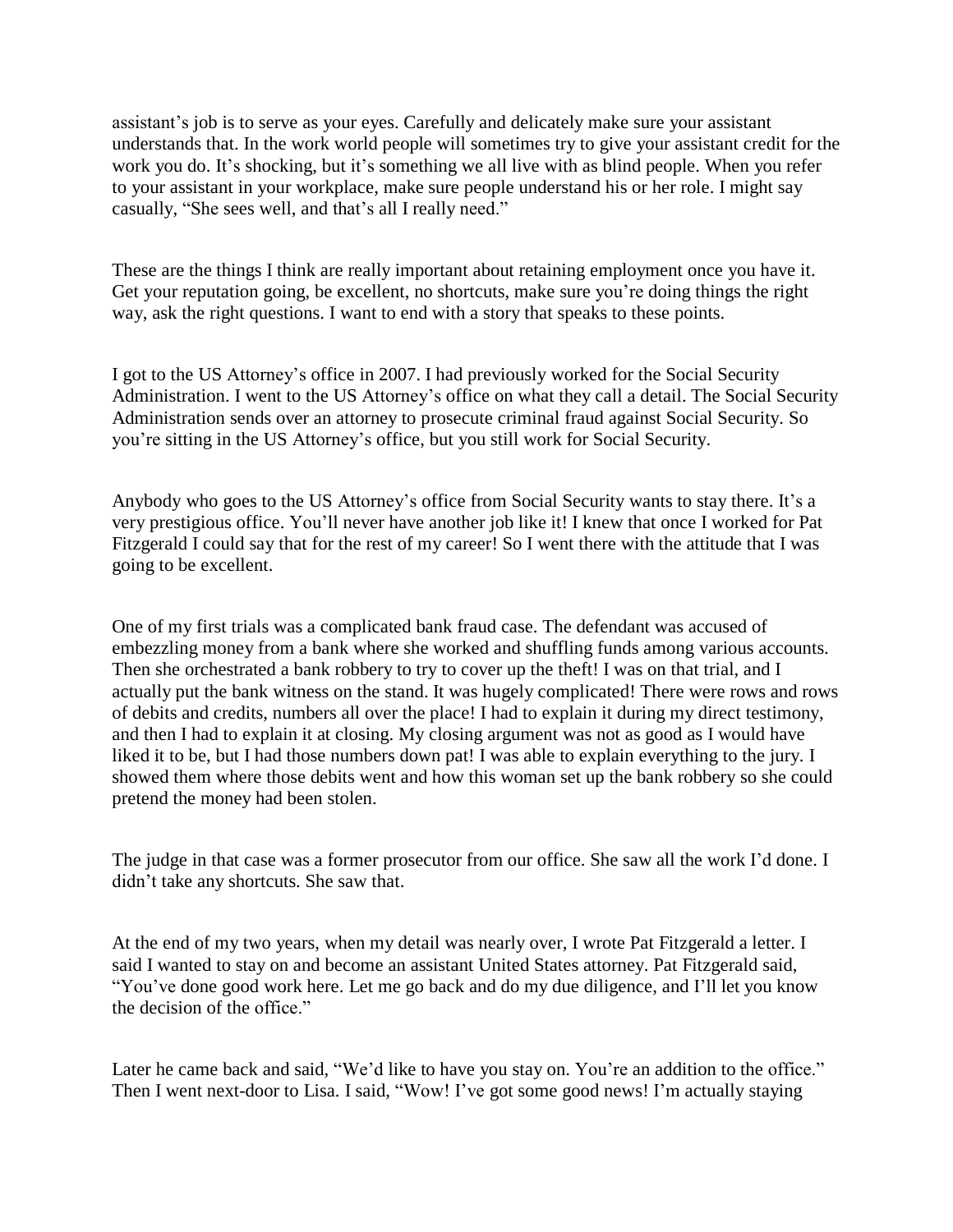assistant's job is to serve as your eyes. Carefully and delicately make sure your assistant understands that. In the work world people will sometimes try to give your assistant credit for the work you do. It's shocking, but it's something we all live with as blind people. When you refer to your assistant in your workplace, make sure people understand his or her role. I might say casually, "She sees well, and that's all I really need."

These are the things I think are really important about retaining employment once you have it. Get your reputation going, be excellent, no shortcuts, make sure you're doing things the right way, ask the right questions. I want to end with a story that speaks to these points.

I got to the US Attorney's office in 2007. I had previously worked for the Social Security Administration. I went to the US Attorney's office on what they call a detail. The Social Security Administration sends over an attorney to prosecute criminal fraud against Social Security. So you're sitting in the US Attorney's office, but you still work for Social Security.

Anybody who goes to the US Attorney's office from Social Security wants to stay there. It's a very prestigious office. You'll never have another job like it! I knew that once I worked for Pat Fitzgerald I could say that for the rest of my career! So I went there with the attitude that I was going to be excellent.

One of my first trials was a complicated bank fraud case. The defendant was accused of embezzling money from a bank where she worked and shuffling funds among various accounts. Then she orchestrated a bank robbery to try to cover up the theft! I was on that trial, and I actually put the bank witness on the stand. It was hugely complicated! There were rows and rows of debits and credits, numbers all over the place! I had to explain it during my direct testimony, and then I had to explain it at closing. My closing argument was not as good as I would have liked it to be, but I had those numbers down pat! I was able to explain everything to the jury. I showed them where those debits went and how this woman set up the bank robbery so she could pretend the money had been stolen.

The judge in that case was a former prosecutor from our office. She saw all the work I'd done. I didn't take any shortcuts. She saw that.

At the end of my two years, when my detail was nearly over, I wrote Pat Fitzgerald a letter. I said I wanted to stay on and become an assistant United States attorney. Pat Fitzgerald said, "You've done good work here. Let me go back and do my due diligence, and I'll let you know the decision of the office."

Later he came back and said, "We'd like to have you stay on. You're an addition to the office." Then I went next-door to Lisa. I said, "Wow! I've got some good news! I'm actually staying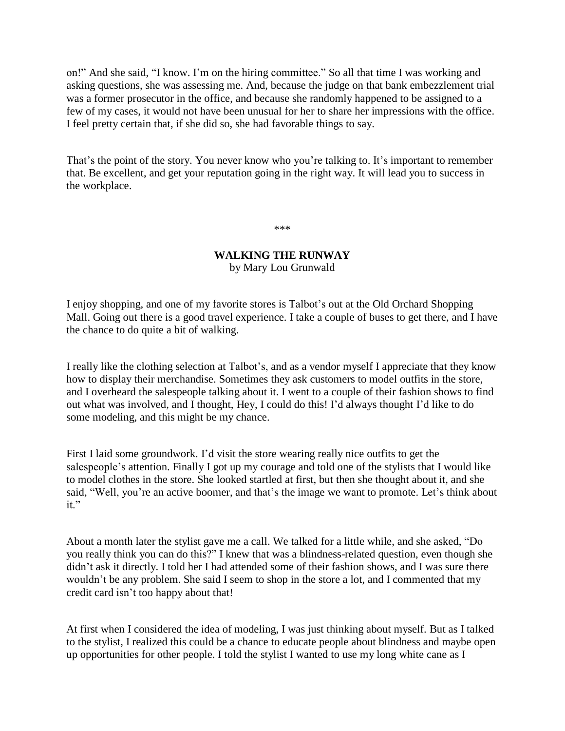on!" And she said, "I know. I'm on the hiring committee." So all that time I was working and asking questions, she was assessing me. And, because the judge on that bank embezzlement trial was a former prosecutor in the office, and because she randomly happened to be assigned to a few of my cases, it would not have been unusual for her to share her impressions with the office. I feel pretty certain that, if she did so, she had favorable things to say.

That's the point of the story. You never know who you're talking to. It's important to remember that. Be excellent, and get your reputation going in the right way. It will lead you to success in the workplace.

***

## WALKING THE RUNWAY

by Mary Lou Grunwald

I enjoy shopping, and one of my favorite stores is Talbot's out at the Old Orchard Shopping Mall. Going out there is a good travel experience. I take a couple of buses to get there, and I have the chance to do quite a bit of walking.

I really like the clothing selection at Talbot's, and as a vendor myself I appreciate that they know how to display their merchandise. Sometimes they ask customers to model outfits in the store, and I overheard the salespeople talking about it. I went to a couple of their fashion shows to find out what was involved, and I thought, Hey, I could do this! I'd always thought I'd like to do some modeling, and this might be my chance.

First I laid some groundwork. I'd visit the store wearing really nice outfits to get the salespeople's attention. Finally I got up my courage and told one of the stylists that I would like to model clothes in the store. She looked startled at first, but then she thought about it, and she said, "Well, you're an active boomer, and that's the image we want to promote. Let's think about it."

About a month later the stylist gave me a call. We talked for a little while, and she asked, "Do you really think you can do this?" I knew that was a blindness-related question, even though she didn't ask it directly. I told her I had attended some of their fashion shows, and I was sure there wouldn't be any problem. She said I seem to shop in the store a lot, and I commented that my credit card isn't too happy about that!

At first when I considered the idea of modeling, I was just thinking about myself. But as I talked to the stylist, I realized this could be a chance to educate people about blindness and maybe open up opportunities for other people. I told the stylist I wanted to use my long white cane as I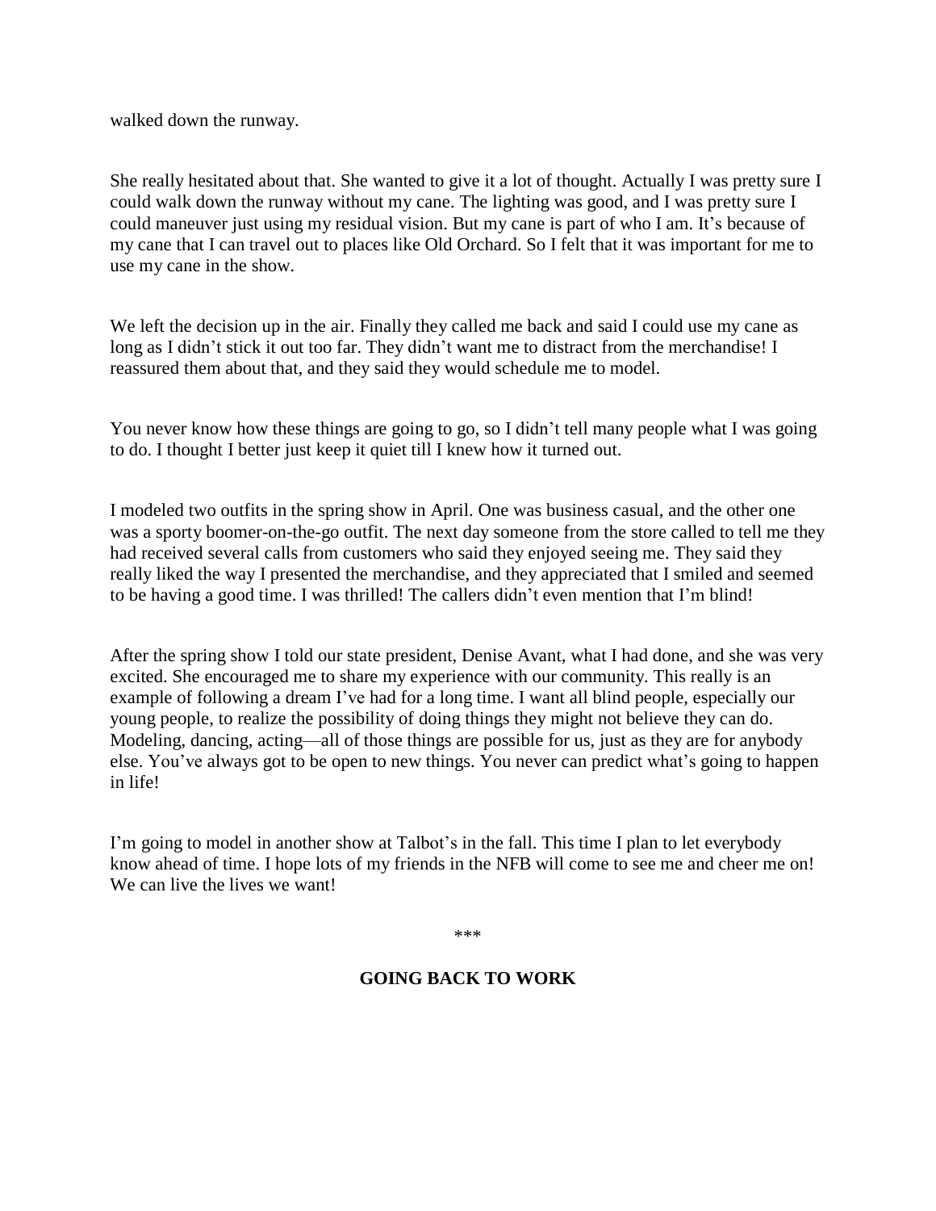walked down the runway.

She really hesitated about that. She wanted to give it a lot of thought. Actually I was pretty sure I could walk down the runway without my cane. The lighting was good, and I was pretty sure I could maneuver just using my residual vision. But my cane is part of who I am. It's because of my cane that I can travel out to places like Old Orchard. So I felt that it was important for me to use my cane in the show.

We left the decision up in the air. Finally they called me back and said I could use my cane as long as I didn't stick it out too far. They didn't want me to distract from the merchandise! I reassured them about that, and they said they would schedule me to model.

You never know how these things are going to go, so I didn't tell many people what I was going to do. I thought I better just keep it quiet till I knew how it turned out.

I modeled two outfits in the spring show in April. One was business casual, and the other one was a sporty boomer-on-the-go outfit. The next day someone from the store called to tell me they had received several calls from customers who said they enjoyed seeing me. They said they really liked the way I presented the merchandise, and they appreciated that I smiled and seemed to be having a good time. I was thrilled! The callers didn't even mention that I'm blind!

After the spring show I told our state president, Denise Avant, what I had done, and she was very excited. She encouraged me to share my experience with our community. This really is an example of following a dream I've had for a long time. I want all blind people, especially our young people, to realize the possibility of doing things they might not believe they can do. Modeling, dancing, acting—all of those things are possible for us, just as they are for anybody else. You've always got to be open to new things. You never can predict what's going to happen in life!

I'm going to model in another show at Talbot's in the fall. This time I plan to let everybody know ahead of time. I hope lots of my friends in the NFB will come to see me and cheer me on! We can live the lives we want!

\*\*\*

## GOING BACK TO WORK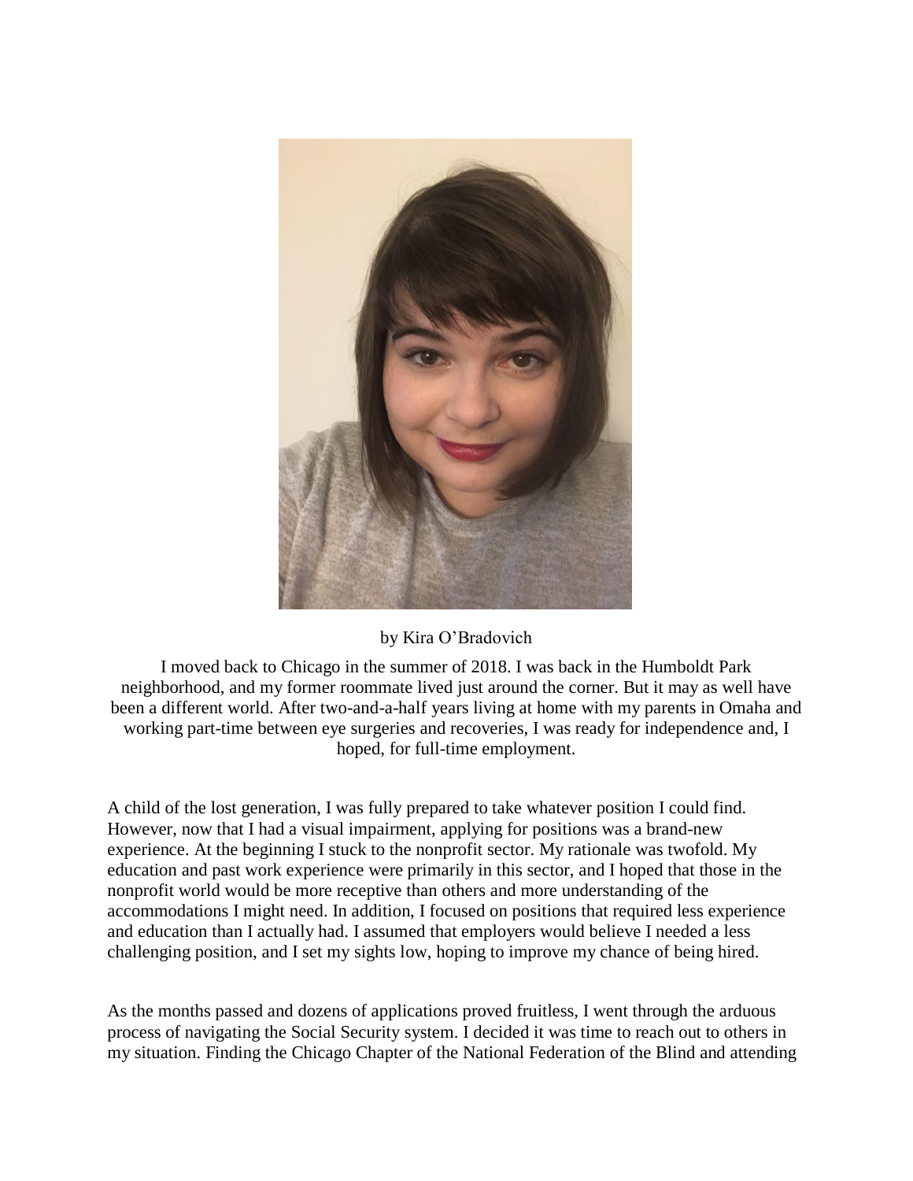by Kira O'Bradovich

I moved back to Chicago in the summer of 2018. I was back in the Humboldt Park neighborhood, and my former roommate lived just around the corner. But it may as well have been a different world. After two-and-a-half years living at home with my parents in Omaha and working part-time between eye surgeries and recoveries, I was ready for independence and, I hoped, for full-time employment.

A child of the lost generation, I was fully prepared to take whatever position I could find. However, now that I had a visual impairment, applying for positions was a brand-new experience. At the beginning I stuck to the nonprofit sector. My rationale was twofold. My education and past work experience were primarily in this sector, and I hoped that those in the nonprofit world would be more receptive than others and more understanding of the accommodations I might need. In addition, I focused on positions that required less experience and education than I actually had. I assumed that employers would believe I needed a less challenging position, and I set my sights low, hoping to improve my chance of being hired.

As the months passed and dozens of applications proved fruitless, I went through the arduous process of navigating the Social Security system. I decided it was time to reach out to others in my situation. Finding the Chicago Chapter of the National Federation of the Blind and attending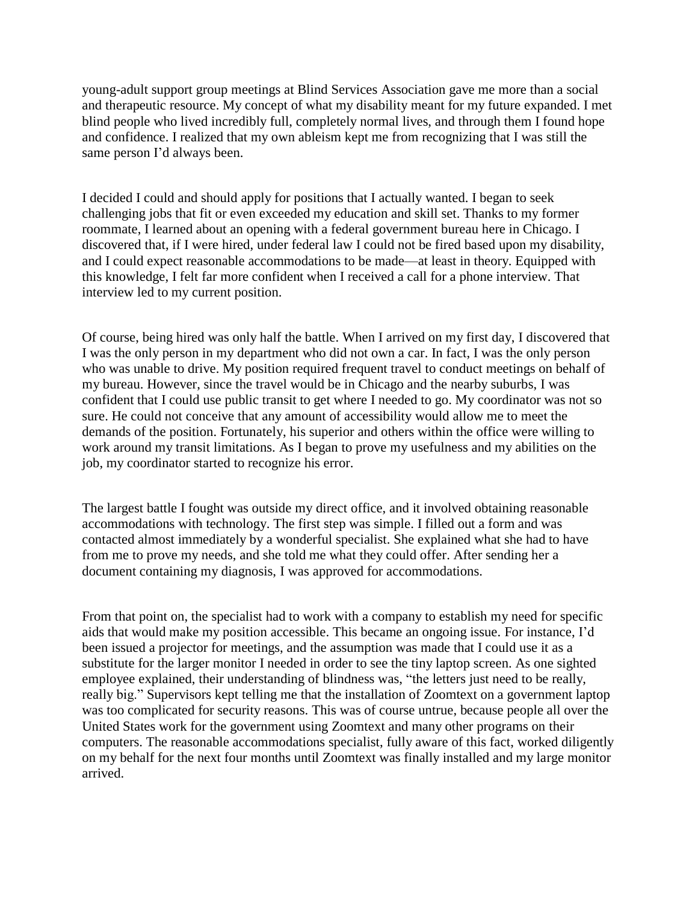young-adult support group meetings at Blind Services Association gave me more than a social and therapeutic resource. My concept of what my disability meant for my future expanded. I met blind people who lived incredibly full, completely normal lives, and through them I found hope and confidence. I realized that my own ableism kept me from recognizing that I was still the same person I'd always been.

I decided I could and should apply for positions that I actually wanted. I began to seek challenging jobs that fit or even exceeded my education and skill set. Thanks to my former roommate, I learned about an opening with a federal government bureau here in Chicago. I discovered that, if I were hired, under federal law I could not be fired based upon my disability, and I could expect reasonable accommodations to be made—at least in theory. Equipped with this knowledge, I felt far more confident when I received a call for a phone interview. That interview led to my current position.

Of course, being hired was only half the battle. When I arrived on my first day, I discovered that I was the only person in my department who did not own a car. In fact, I was the only person who was unable to drive. My position required frequent travel to conduct meetings on behalf of my bureau. However, since the travel would be in Chicago and the nearby suburbs, I was confident that I could use public transit to get where I needed to go. My coordinator was not so sure. He could not conceive that any amount of accessibility would allow me to meet the demands of the position. Fortunately, his superior and others within the office were willing to work around my transit limitations. As I began to prove my usefulness and my abilities on the job, my coordinator started to recognize his error.

The largest battle I fought was outside my direct office, and it involved obtaining reasonable accommodations with technology. The first step was simple. I filled out a form and was contacted almost immediately by a wonderful specialist. She explained what she had to have from me to prove my needs, and she told me what they could offer. After sending her a document containing my diagnosis, I was approved for accommodations.

From that point on, the specialist had to work with a company to establish my need for specific aids that would make my position accessible. This became an ongoing issue. For instance, I'd been issued a projector for meetings, and the assumption was made that I could use it as a substitute for the larger monitor I needed in order to see the tiny laptop screen. As one sighted employee explained, their understanding of blindness was, "the letters just need to be really, really big." Supervisors kept telling me that the installation of Zoomtext on a government laptop was too complicated for security reasons. This was of course untrue, because people all over the United States work for the government using Zoomtext and many other programs on their computers. The reasonable accommodations specialist, fully aware of this fact, worked diligently on my behalf for the next four months until Zoomtext was finally installed and my large monitor arrived.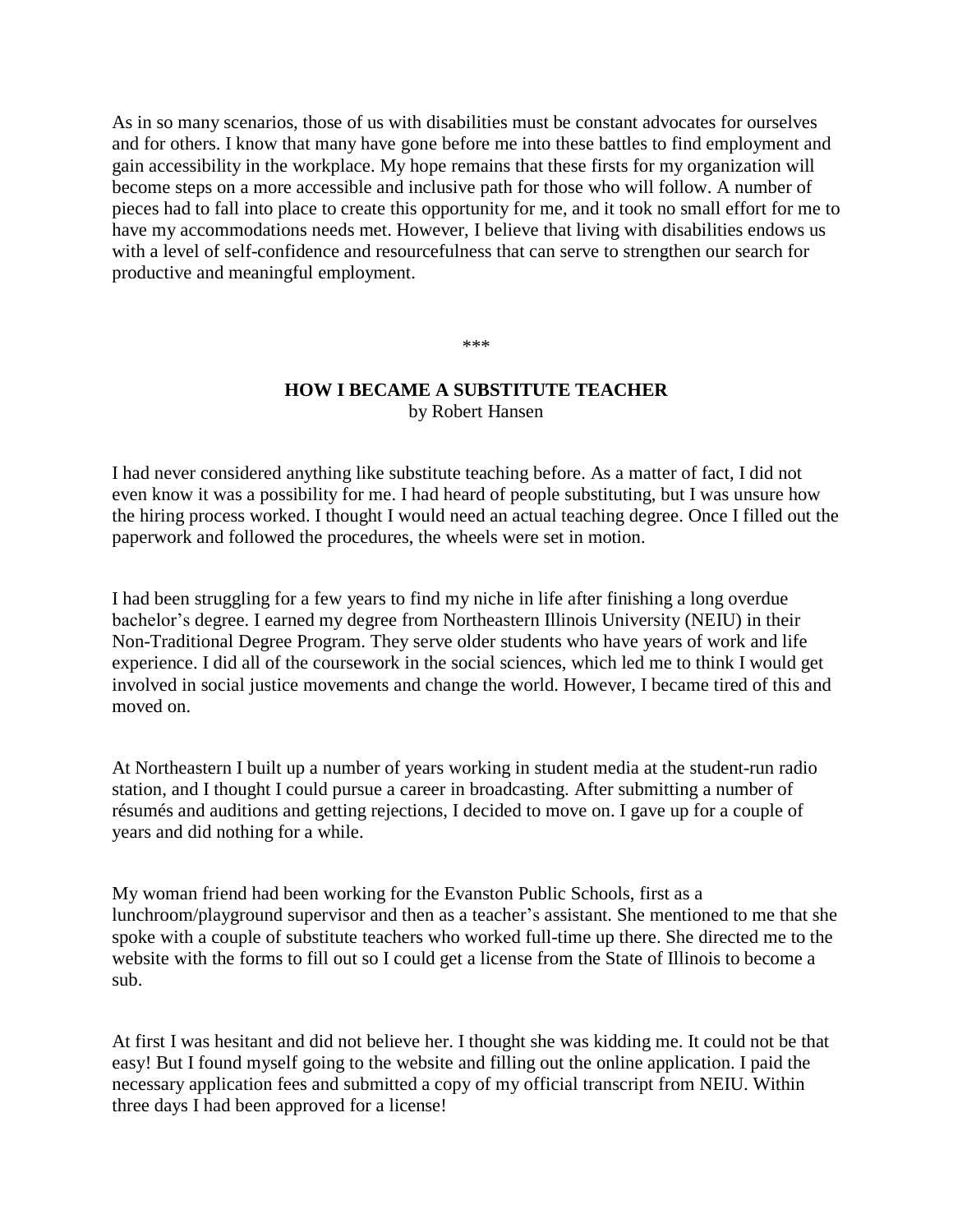As in so many scenarios, those of us with disabilities must be constant advocates for ourselves and for others. I know that many have gone before me into these battles to find employment and gain accessibility in the workplace. My hope remains that these firsts for my organization will become steps on a more accessible and inclusive path for those who will follow. A number of pieces had to fall into place to create this opportunity for me, and it took no small effort for me to have my accommodations needs met. However, I believe that living with disabilities endows us with a level of self-confidence and resourcefulness that can serve to strengthen our search for productive and meaningful employment.

***

## HOW I BECAME A SUBSTITUTE TEACHER

by Robert Hansen

I had never considered anything like substitute teaching before. As a matter of fact, I did not even know it was a possibility for me. I had heard of people substituting, but I was unsure how the hiring process worked. I thought I would need an actual teaching degree. Once I filled out the paperwork and followed the procedures, the wheels were set in motion.

I had been struggling for a few years to find my niche in life after finishing a long overdue bachelor's degree. I earned my degree from Northeastern Illinois University (NEIU) in their Non-Traditional Degree Program. They serve older students who have years of work and life experience. I did all of the coursework in the social sciences, which led me to think I would get involved in social justice movements and change the world. However, I became tired of this and moved on.

At Northeastern I built up a number of years working in student media at the student-run radio station, and I thought I could pursue a career in broadcasting. After submitting a number of résumés and auditions and getting rejections, I decided to move on. I gave up for a couple of years and did nothing for a while.

My woman friend had been working for the Evanston Public Schools, first as a lunchroom/playground supervisor and then as a teacher's assistant. She mentioned to me that she spoke with a couple of substitute teachers who worked full-time up there. She directed me to the website with the forms to fill out so I could get a license from the State of Illinois to become a sub.

At first I was hesitant and did not believe her. I thought she was kidding me. It could not be that easy! But I found myself going to the website and filling out the online application. I paid the necessary application fees and submitted a copy of my official transcript from NEIU. Within three days I had been approved for a license!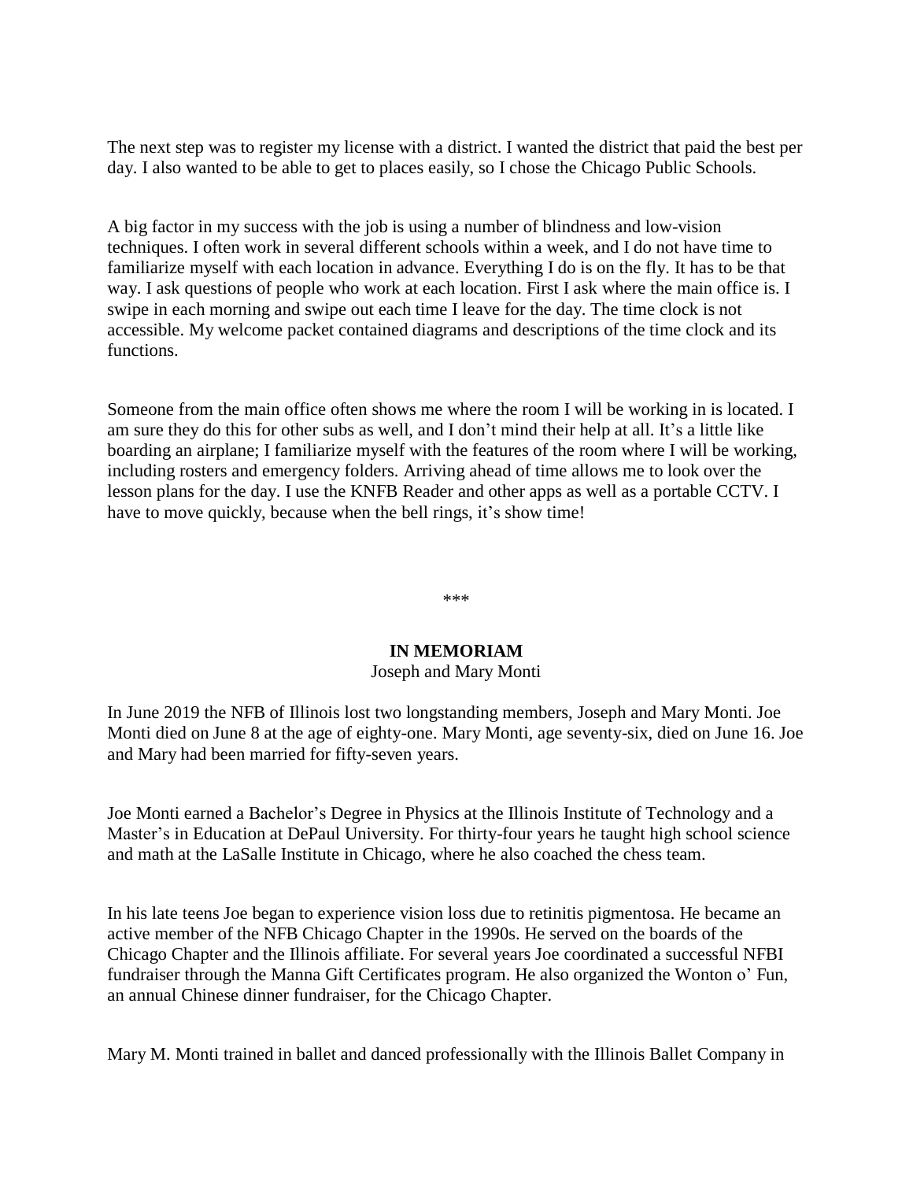The next step was to register my license with a district. I wanted the district that paid the best per day. I also wanted to be able to get to places easily, so I chose the Chicago Public Schools.

A big factor in my success with the job is using a number of blindness and low-vision techniques. I often work in several different schools within a week, and I do not have time to familiarize myself with each location in advance. Everything I do is on the fly. It has to be that way. I ask questions of people who work at each location. First I ask where the main office is. I swipe in each morning and swipe out each time I leave for the day. The time clock is not accessible. My welcome packet contained diagrams and descriptions of the time clock and its functions.

Someone from the main office often shows me where the room I will be working in is located. I am sure they do this for other subs as well, and I don't mind their help at all. It's a little like boarding an airplane; I familiarize myself with the features of the room where I will be working, including rosters and emergency folders. Arriving ahead of time allows me to look over the lesson plans for the day. I use the KNFB Reader and other apps as well as a portable CCTV. I have to move quickly, because when the bell rings, it's show time!

***

## IN MEMORIAM

Joseph and Mary Monti

In June 2019 the NFB of Illinois lost two longstanding members, Joseph and Mary Monti. Joe Monti died on June 8 at the age of eighty-one. Mary Monti, age seventy-six, died on June 16. Joe and Mary had been married for fifty-seven years.

Joe Monti earned a Bachelor's Degree in Physics at the Illinois Institute of Technology and a Master's in Education at DePaul University. For thirty-four years he taught high school science and math at the LaSalle Institute in Chicago, where he also coached the chess team.

In his late teens Joe began to experience vision loss due to retinitis pigmentosa. He became an active member of the NFB Chicago Chapter in the 1990s. He served on the boards of the Chicago Chapter and the Illinois affiliate. For several years Joe coordinated a successful NFBI fundraiser through the Manna Gift Certificates program. He also organized the Wonton o' Fun, an annual Chinese dinner fundraiser, for the Chicago Chapter.

Mary M. Monti trained in ballet and danced professionally with the Illinois Ballet Company in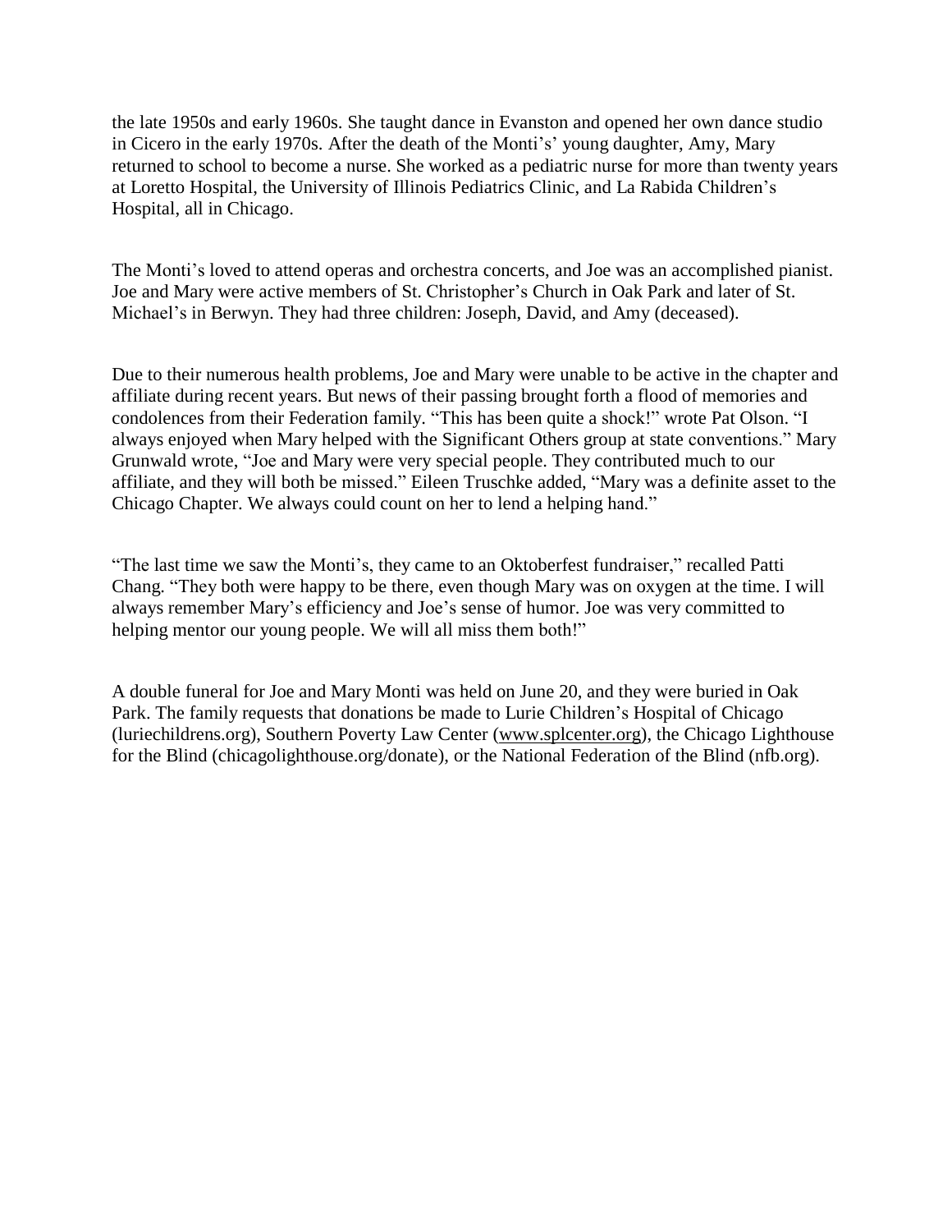the late 1950s and early 1960s. She taught dance in Evanston and opened her own dance studio in Cicero in the early 1970s. After the death of the Monti's' young daughter, Amy, Mary returned to school to become a nurse. She worked as a pediatric nurse for more than twenty years at Loretto Hospital, the University of Illinois Pediatrics Clinic, and La Rabida Children's Hospital, all in Chicago.

The Monti's loved to attend operas and orchestra concerts, and Joe was an accomplished pianist. Joe and Mary were active members of St. Christopher's Church in Oak Park and later of St. Michael's in Berwyn. They had three children: Joseph, David, and Amy (deceased).

Due to their numerous health problems, Joe and Mary were unable to be active in the chapter and affiliate during recent years. But news of their passing brought forth a flood of memories and condolences from their Federation family. "This has been quite a shock!" wrote Pat Olson. "I always enjoyed when Mary helped with the Significant Others group at state conventions." Mary Grunwald wrote, "Joe and Mary were very special people. They contributed much to our affiliate, and they will both be missed." Eileen Truschke added, "Mary was a definite asset to the Chicago Chapter. We always could count on her to lend a helping hand."

"The last time we saw the Monti's, they came to an Oktoberfest fundraiser," recalled Patti Chang. "They both were happy to be there, even though Mary was on oxygen at the time. I will always remember Mary's efficiency and Joe's sense of humor. Joe was very committed to helping mentor our young people. We will all miss them both!"

A double funeral for Joe and Mary Monti was held on June 20, and they were buried in Oak Park. The family requests that donations be made to Lurie Children's Hospital of Chicago (luriechildrens.org), Southern Poverty Law Center (www.splcenter.org), the Chicago Lighthouse for the Blind (chicagolighthouse.org/donate), or the National Federation of the Blind (nfb.org).